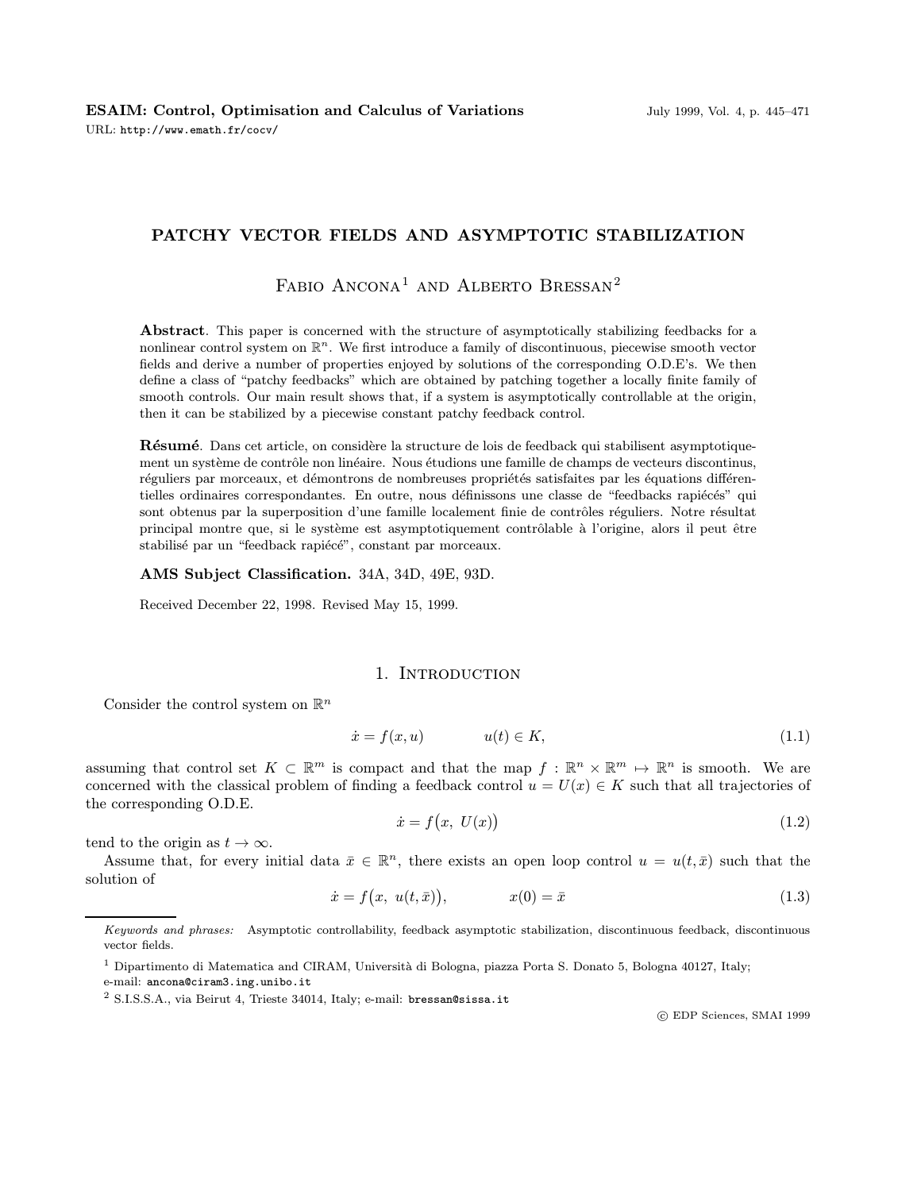**ESAIM: Control, Optimisation and Calculus of Variations**

URL: http://www.emath.fr/cocv/

# PATCHY VECTOR FIELDS AND ASYMPTOTIC STABILIZATION

Fabio Ancona[1] and Alberto Bressan[2]

**Abstract**. This paper is concerned with the structure of asymptotically stabilizing feedbacks for a nonlinear control system on $\mathbb{R}^n$. We first introduce a family of discontinuous, piecewise smooth vector fields and derive a number of properties enjoyed by solutions of the corresponding O.D.E's. We then define a class of "patchy feedbacks" which are obtained by patching together a locally finite family of smooth controls. Our main result shows that, if a system is asymptotically controllable at the origin, then it can be stabilized by a piecewise constant patchy feedback control.

**Résumé**. Dans cet article, on considère la structure de lois de feedback qui stabilisent asymptotiquement un système de contrôle non linéaire. Nous étudions une famille de champs de vecteurs discontinus, réguliers par morceaux, et démontrons de nombreuses propriétés satisfaites par les équations différentielles ordinaires correspondantes. En outre, nous définissons une classe de "feedbacks rapiécés" qui sont obtenus par la superposition d'une famille localement finie de contrôles réguliers. Notre résultat principal montre que, si le système est asymptotiquement contrôlable à l'origine, alors il peut être stabilisé par un "feedback rapiécé", constant par morceaux.

**AMS Subject Classification.** 34A, 34D, 49E, 93D.

Received December 22, 1998. Revised May 15, 1999.

## 1. Introduction

Consider the control system on $\mathbb{R}^n$

$$\dot{x} = f(x, u) \qquad u(t) \in K, \tag{1.1}$$

assuming that control set $K \subset \mathbb{R}^m$ is compact and that the map $f : \mathbb{R}^n \times \mathbb{R}^m \mapsto \mathbb{R}^n$ is smooth. We are concerned with the classical problem of finding a feedback control $u = U(x) \in K$ such that all trajectories of the corresponding O.D.E.

$$\dot{x} = f\big(x,\ U(x)\big) \tag{1.2}$$

tend to the origin as $t \to \infty$.

Assume that, for every initial data $\bar{x} \in \mathbb{R}^n$, there exists an open loop control $u = u(t, \bar{x})$ such that the solution of

$$\dot{x} = f\big(x,\ u(t, \bar{x})\big), \qquad x(0) = \bar{x} \tag{1.3}$$

---

*Keywords and phrases:* Asymptotic controllability, feedback asymptotic stabilization, discontinuous feedback, discontinuous vector fields.

[1] Dipartimento di Matematica and CIRAM, Università di Bologna, piazza Porta S. Donato 5, Bologna 40127, Italy; e-mail: ancona@ciram3.ing.unibo.it

[2] S.I.S.S.A., via Beirut 4, Trieste 34014, Italy; e-mail: bressan@sissa.it

© EDP Sciences, SMAI 1999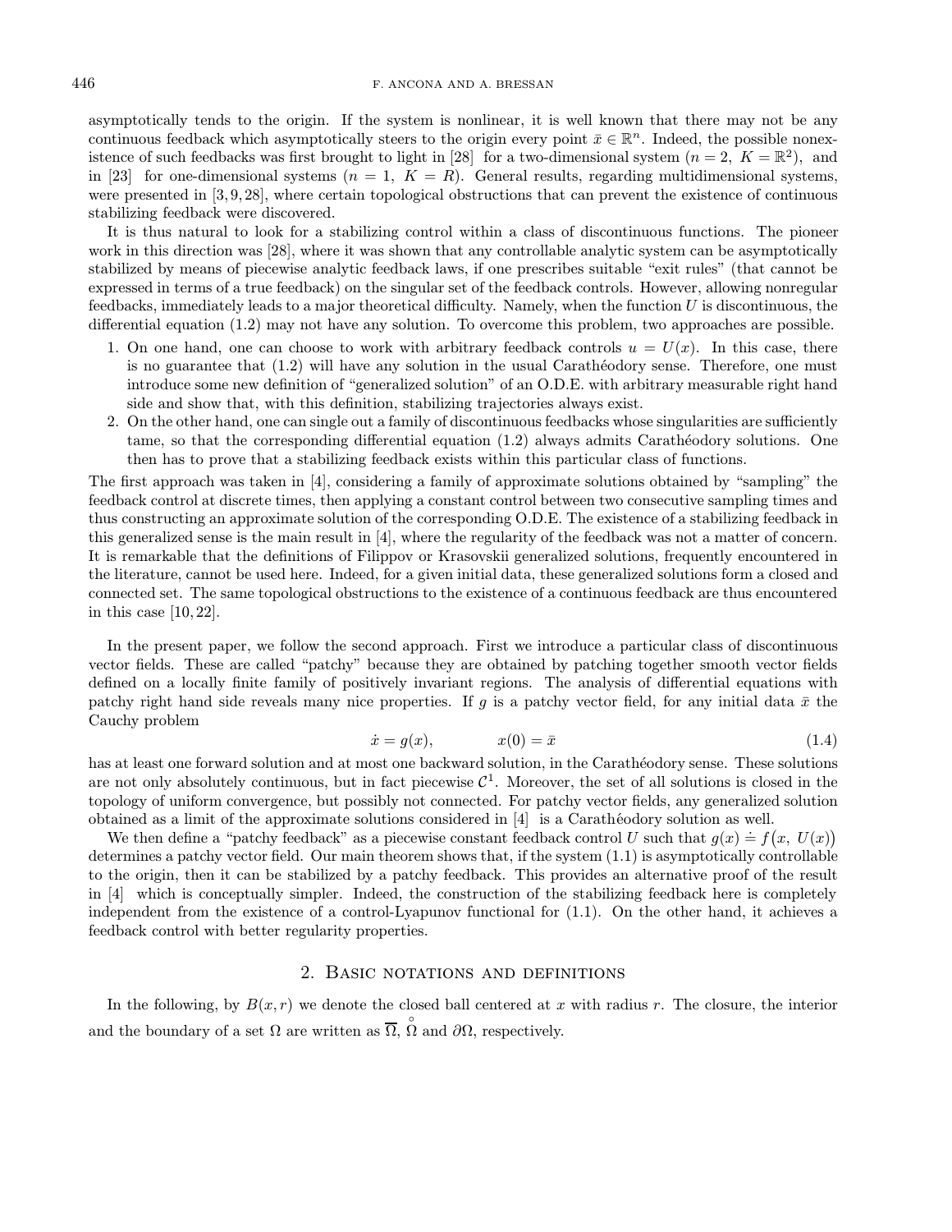asymptotically tends to the origin. If the system is nonlinear, it is well known that there may not be any continuous feedback which asymptotically steers to the origin every point $\bar{x} \in \mathbb{R}^n$. Indeed, the possible nonexistence of such feedbacks was first brought to light in [28] for a two-dimensional system ($n = 2$, $K = \mathbb{R}^2$), and in [23] for one-dimensional systems ($n = 1$, $K = R$). General results, regarding multidimensional systems, were presented in [3, 9, 28], where certain topological obstructions that can prevent the existence of continuous stabilizing feedback were discovered.

It is thus natural to look for a stabilizing control within a class of discontinuous functions. The pioneer work in this direction was [28], where it was shown that any controllable analytic system can be asymptotically stabilized by means of piecewise analytic feedback laws, if one prescribes suitable "exit rules" (that cannot be expressed in terms of a true feedback) on the singular set of the feedback controls. However, allowing nonregular feedbacks, immediately leads to a major theoretical difficulty. Namely, when the function $U$ is discontinuous, the differential equation (1.2) may not have any solution. To overcome this problem, two approaches are possible.

1. On one hand, one can choose to work with arbitrary feedback controls $u = U(x)$. In this case, there is no guarantee that (1.2) will have any solution in the usual Carathéodory sense. Therefore, one must introduce some new definition of "generalized solution" of an O.D.E. with arbitrary measurable right hand side and show that, with this definition, stabilizing trajectories always exist.
2. On the other hand, one can single out a family of discontinuous feedbacks whose singularities are sufficiently tame, so that the corresponding differential equation (1.2) always admits Carathéodory solutions. One then has to prove that a stabilizing feedback exists within this particular class of functions.

The first approach was taken in [4], considering a family of approximate solutions obtained by "sampling" the feedback control at discrete times, then applying a constant control between two consecutive sampling times and thus constructing an approximate solution of the corresponding O.D.E. The existence of a stabilizing feedback in this generalized sense is the main result in [4], where the regularity of the feedback was not a matter of concern. It is remarkable that the definitions of Filippov or Krasovskii generalized solutions, frequently encountered in the literature, cannot be used here. Indeed, for a given initial data, these generalized solutions form a closed and connected set. The same topological obstructions to the existence of a continuous feedback are thus encountered in this case [10, 22].

In the present paper, we follow the second approach. First we introduce a particular class of discontinuous vector fields. These are called "patchy" because they are obtained by patching together smooth vector fields defined on a locally finite family of positively invariant regions. The analysis of differential equations with patchy right hand side reveals many nice properties. If $g$ is a patchy vector field, for any initial data $\bar{x}$ the Cauchy problem

$$\dot{x} = g(x), \qquad\qquad x(0) = \bar{x} \tag{1.4}$$

has at least one forward solution and at most one backward solution, in the Carathéodory sense. These solutions are not only absolutely continuous, but in fact piecewise $\mathcal{C}^1$. Moreover, the set of all solutions is closed in the topology of uniform convergence, but possibly not connected. For patchy vector fields, any generalized solution obtained as a limit of the approximate solutions considered in [4] is a Carathéodory solution as well.

We then define a "patchy feedback" as a piecewise constant feedback control $U$ such that $g(x) \doteq f\big(x,\, U(x)\big)$ determines a patchy vector field. Our main theorem shows that, if the system (1.1) is asymptotically controllable to the origin, then it can be stabilized by a patchy feedback. This provides an alternative proof of the result in [4] which is conceptually simpler. Indeed, the construction of the stabilizing feedback here is completely independent from the existence of a control-Lyapunov functional for (1.1). On the other hand, it achieves a feedback control with better regularity properties.

## 2. Basic notations and definitions

In the following, by $B(x, r)$ we denote the closed ball centered at $x$ with radius $r$. The closure, the interior and the boundary of a set $\Omega$ are written as $\overline{\Omega}$, $\overset{\circ}{\Omega}$ and $\partial\Omega$, respectively.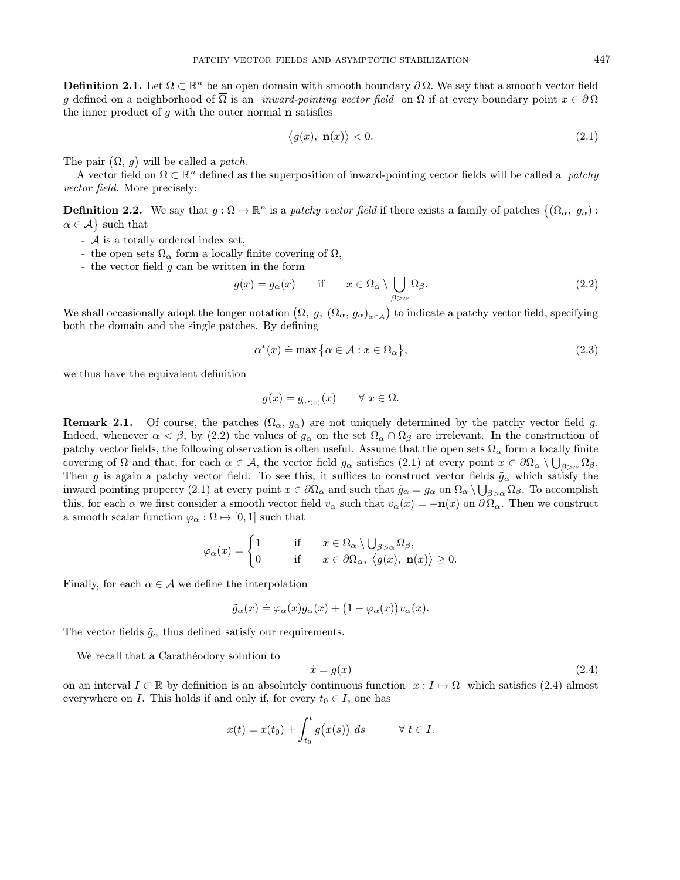**Definition 2.1.** Let $\Omega \subset \mathbb{R}^n$ be an open domain with smooth boundary $\partial\Omega$. We say that a smooth vector field $g$ defined on a neighborhood of $\overline{\Omega}$ is an *inward-pointing vector field* on $\Omega$ if at every boundary point $x \in \partial\Omega$ the inner product of $g$ with the outer normal $\mathbf{n}$ satisfies

$$\langle g(x),\ \mathbf{n}(x)\rangle < 0. \tag{2.1}$$

The pair $(\Omega,\ g)$ will be called a *patch*.

A vector field on $\Omega \subset \mathbb{R}^n$ defined as the superposition of inward-pointing vector fields will be called a *patchy vector field*. More precisely:

**Definition 2.2.** We say that $g : \Omega \mapsto \mathbb{R}^n$ is a *patchy vector field* if there exists a family of patches $\{(\Omega_\alpha,\ g_\alpha) : \alpha \in \mathcal{A}\}$ such that

- $\mathcal{A}$ is a totally ordered index set,
- the open sets $\Omega_\alpha$ form a locally finite covering of $\Omega$,
- the vector field $g$ can be written in the form

$$g(x) = g_\alpha(x) \qquad \text{if} \qquad x \in \Omega_\alpha \setminus \bigcup_{\beta>\alpha} \Omega_\beta. \tag{2.2}$$

We shall occasionally adopt the longer notation $(\Omega,\ g,\ (\Omega_\alpha,\ g_\alpha)_{\alpha\in\mathcal{A}})$ to indicate a patchy vector field, specifying both the domain and the single patches. By defining

$$\alpha^*(x) \doteq \max\{\alpha \in \mathcal{A} : x \in \Omega_\alpha\}, \tag{2.3}$$

we thus have the equivalent definition

$$g(x) = g_{\alpha^*(x)}(x) \qquad \forall\ x \in \Omega.$$

**Remark 2.1.** Of course, the patches $(\Omega_\alpha,\ g_\alpha)$ are not uniquely determined by the patchy vector field $g$. Indeed, whenever $\alpha < \beta$, by (2.2) the values of $g_\alpha$ on the set $\Omega_\alpha \cap \Omega_\beta$ are irrelevant. In the construction of patchy vector fields, the following observation is often useful. Assume that the open sets $\Omega_\alpha$ form a locally finite covering of $\Omega$ and that, for each $\alpha \in \mathcal{A}$, the vector field $g_\alpha$ satisfies (2.1) at every point $x \in \partial\Omega_\alpha \setminus \bigcup_{\beta>\alpha}\Omega_\beta$. Then $g$ is again a patchy vector field. To see this, it suffices to construct vector fields $\tilde{g}_\alpha$ which satisfy the inward pointing property (2.1) at every point $x \in \partial\Omega_\alpha$ and such that $\tilde{g}_\alpha = g_\alpha$ on $\Omega_\alpha \setminus \bigcup_{\beta>\alpha}\Omega_\beta$. To accomplish this, for each $\alpha$ we first consider a smooth vector field $v_\alpha$ such that $v_\alpha(x) = -\mathbf{n}(x)$ on $\partial\Omega_\alpha$. Then we construct a smooth scalar function $\varphi_\alpha : \Omega \mapsto [0, 1]$ such that

$$\varphi_\alpha(x) = \begin{cases} 1 & \text{if} \quad x \in \Omega_\alpha \setminus \bigcup_{\beta>\alpha}\Omega_\beta, \\ 0 & \text{if} \quad x \in \partial\Omega_\alpha,\ \langle g(x),\ \mathbf{n}(x)\rangle \geq 0. \end{cases}$$

Finally, for each $\alpha \in \mathcal{A}$ we define the interpolation

$$\tilde{g}_\alpha(x) \doteq \varphi_\alpha(x) g_\alpha(x) + \big(1 - \varphi_\alpha(x)\big) v_\alpha(x).$$

The vector fields $\tilde{g}_\alpha$ thus defined satisfy our requirements.

We recall that a Carathéodory solution to

$$\dot{x} = g(x) \tag{2.4}$$

on an interval $I \subset \mathbb{R}$ by definition is an absolutely continuous function $x : I \mapsto \Omega$ which satisfies (2.4) almost everywhere on $I$. This holds if and only if, for every $t_0 \in I$, one has

$$x(t) = x(t_0) + \int_{t_0}^{t} g\big(x(s)\big)\ ds \qquad \forall\ t \in I.$$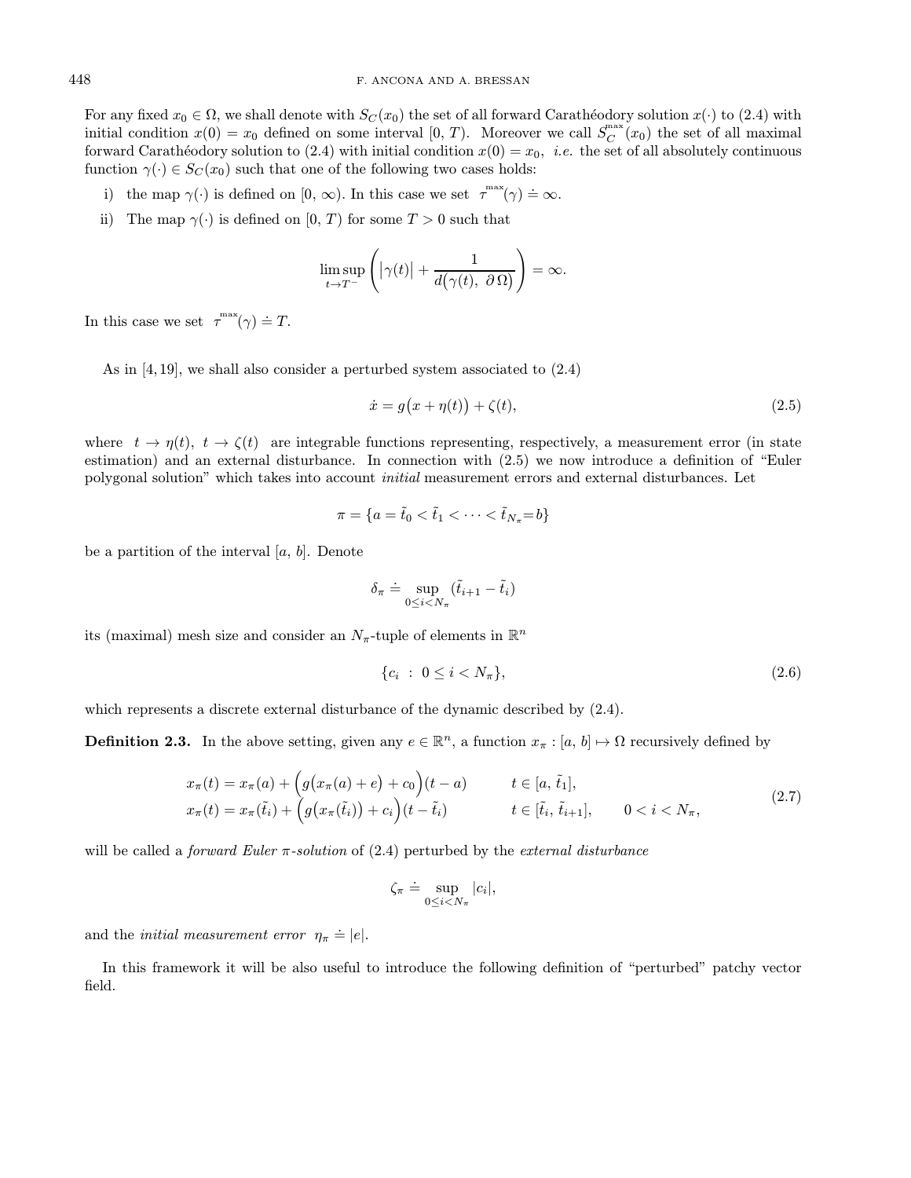For any fixed $x_0 \in \Omega$, we shall denote with $S_C(x_0)$ the set of all forward Carathéodory solution $x(\cdot)$ to (2.4) with initial condition $x(0) = x_0$ defined on some interval $[0, T)$. Moreover we call $S_C^{\max}(x_0)$ the set of all maximal forward Carathéodory solution to (2.4) with initial condition $x(0) = x_0$, *i.e.* the set of all absolutely continuous function $\gamma(\cdot) \in S_C(x_0)$ such that one of the following two cases holds:

i) the map $\gamma(\cdot)$ is defined on $[0, \infty)$. In this case we set $\tau^{\max}(\gamma) \doteq \infty$.

ii) The map $\gamma(\cdot)$ is defined on $[0, T)$ for some $T > 0$ such that

$$\limsup_{t \to T^-} \left( |\gamma(t)| + \frac{1}{d\big(\gamma(t),\ \partial\,\Omega\big)} \right) = \infty.$$

In this case we set $\tau^{\max}(\gamma) \doteq T$.

As in [4, 19], we shall also consider a perturbed system associated to (2.4)

$$\dot{x} = g\big(x + \eta(t)\big) + \zeta(t), \tag{2.5}$$

where $t \to \eta(t),\ t \to \zeta(t)$ are integrable functions representing, respectively, a measurement error (in state estimation) and an external disturbance. In connection with (2.5) we now introduce a definition of "Euler polygonal solution" which takes into account *initial* measurement errors and external disturbances. Let

$$\pi = \{a = \tilde{t}_0 < \tilde{t}_1 < \cdots < \tilde{t}_{N_\pi} = b\}$$

be a partition of the interval $[a,\, b]$. Denote

$$\delta_\pi \doteq \sup_{0 \le i < N_\pi} (\tilde{t}_{i+1} - \tilde{t}_i)$$

its (maximal) mesh size and consider an $N_\pi$-tuple of elements in $\mathbb{R}^n$

$$\{c_i \ :\ 0 \le i < N_\pi\}, \tag{2.6}$$

which represents a discrete external disturbance of the dynamic described by (2.4).

**Definition 2.3.** In the above setting, given any $e \in \mathbb{R}^n$, a function $x_\pi : [a,\, b] \mapsto \Omega$ recursively defined by

$$\begin{aligned} x_\pi(t) &= x_\pi(a) + \Big(g\big(x_\pi(a) + e\big) + c_0\Big)(t - a) && t \in [a,\, \tilde{t}_1], \\ x_\pi(t) &= x_\pi(\tilde{t}_i) + \Big(g\big(x_\pi(\tilde{t}_i)\big) + c_i\Big)(t - \tilde{t}_i) && t \in [\tilde{t}_i,\, \tilde{t}_{i+1}], \qquad 0 < i < N_\pi, \end{aligned} \tag{2.7}$$

will be called a *forward Euler $\pi$-solution* of (2.4) perturbed by the *external disturbance*

$$\zeta_\pi \doteq \sup_{0 \le i < N_\pi} |c_i|,$$

and the *initial measurement error* $\eta_\pi \doteq |e|$.

In this framework it will be also useful to introduce the following definition of "perturbed" patchy vector field.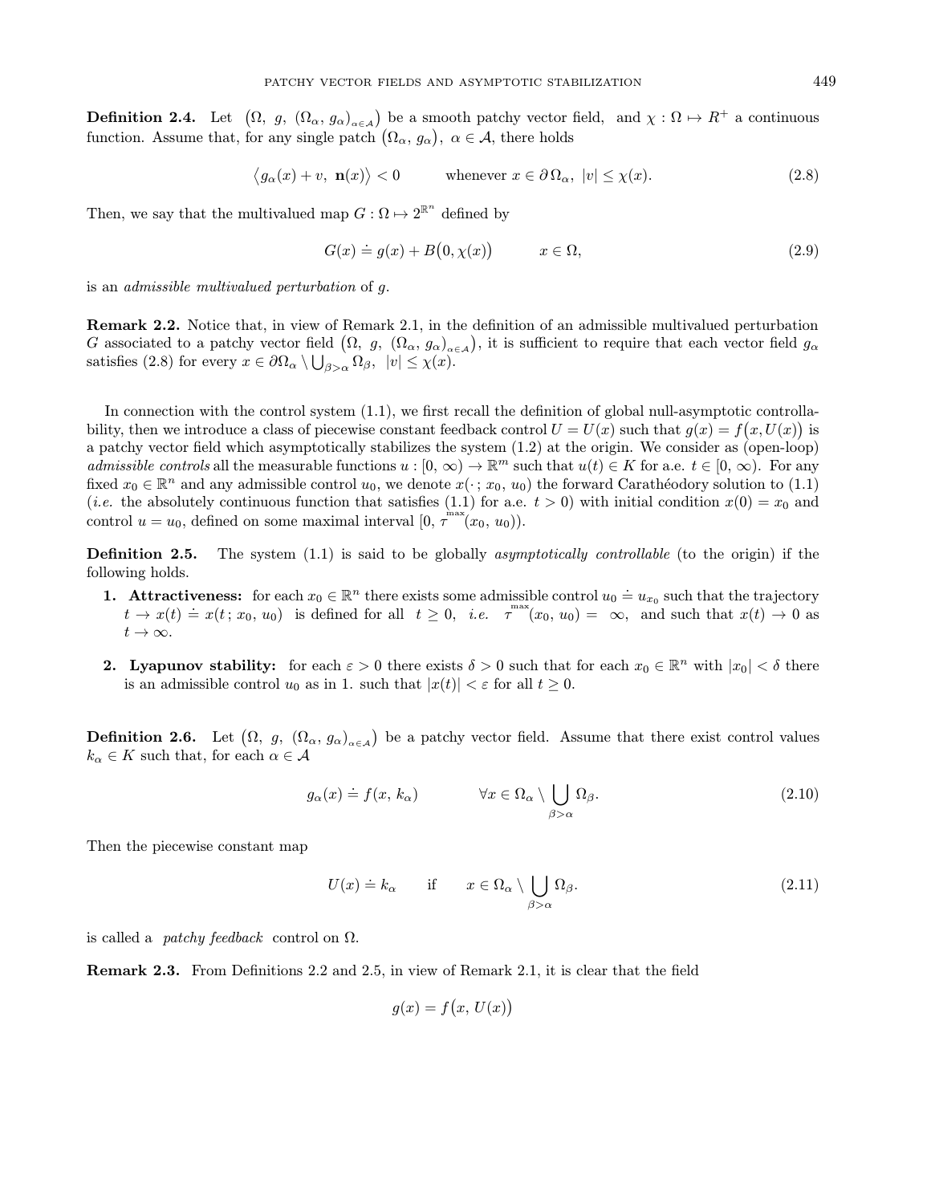**Definition 2.4.** Let $\big(\Omega,\ g,\ (\Omega_\alpha,\, g_\alpha)_{\alpha\in\mathcal{A}}\big)$ be a smooth patchy vector field, and $\chi : \Omega \mapsto R^+$ a continuous function. Assume that, for any single patch $\big(\Omega_\alpha,\, g_\alpha\big),\ \alpha \in \mathcal{A}$, there holds

$$\big\langle g_\alpha(x) + v,\ \mathbf{n}(x)\big\rangle < 0 \qquad \text{whenever } x \in \partial\,\Omega_\alpha,\ |v| \leq \chi(x). \tag{2.8}$$

Then, we say that the multivalued map $G : \Omega \mapsto 2^{\mathbb{R}^n}$ defined by

$$G(x) \doteq g(x) + B\big(0, \chi(x)\big) \qquad x \in \Omega, \tag{2.9}$$

is an *admissible multivalued perturbation* of $g$.

**Remark 2.2.** Notice that, in view of Remark 2.1, in the definition of an admissible multivalued perturbation $G$ associated to a patchy vector field $\big(\Omega,\ g,\ (\Omega_\alpha,\, g_\alpha)_{\alpha\in\mathcal{A}}\big)$, it is sufficient to require that each vector field $g_\alpha$ satisfies (2.8) for every $x \in \partial\Omega_\alpha \setminus \bigcup_{\beta>\alpha} \Omega_\beta,\ \ |v| \leq \chi(x)$.

In connection with the control system (1.1), we first recall the definition of global null-asymptotic controllability, then we introduce a class of piecewise constant feedback control $U = U(x)$ such that $g(x) = f\big(x, U(x)\big)$ is a patchy vector field which asymptotically stabilizes the system (1.2) at the origin. We consider as (open-loop) *admissible controls* all the measurable functions $u : [0,\, \infty) \to \mathbb{R}^m$ such that $u(t) \in K$ for a.e. $t \in [0,\, \infty)$. For any fixed $x_0 \in \mathbb{R}^n$ and any admissible control $u_0$, we denote $x(\cdot\,;\, x_0,\, u_0)$ the forward Carathéodory solution to (1.1) (*i.e.* the absolutely continuous function that satisfies (1.1) for a.e. $t > 0$) with initial condition $x(0) = x_0$ and control $u = u_0$, defined on some maximal interval $[0,\, \tau^{\max}(x_0,\, u_0))$.

**Definition 2.5.** The system (1.1) is said to be globally *asymptotically controllable* (to the origin) if the following holds.

1. **Attractiveness:** for each $x_0 \in \mathbb{R}^n$ there exists some admissible control $u_0 \doteq u_{x_0}$ such that the trajectory $t \to x(t) \doteq x(t\,;\, x_0,\, u_0)$ is defined for all $t \geq 0$, *i.e.* $\tau^{\max}(x_0,\, u_0) = \infty$, and such that $x(t) \to 0$ as $t \to \infty$.
2. **Lyapunov stability:** for each $\varepsilon > 0$ there exists $\delta > 0$ such that for each $x_0 \in \mathbb{R}^n$ with $|x_0| < \delta$ there is an admissible control $u_0$ as in 1. such that $|x(t)| < \varepsilon$ for all $t \geq 0$.

**Definition 2.6.** Let $\big(\Omega,\ g,\ (\Omega_\alpha,\, g_\alpha)_{\alpha\in\mathcal{A}}\big)$ be a patchy vector field. Assume that there exist control values $k_\alpha \in K$ such that, for each $\alpha \in \mathcal{A}$

$$g_\alpha(x) \doteq f(x,\, k_\alpha) \qquad \forall x \in \Omega_\alpha \setminus \bigcup_{\beta>\alpha} \Omega_\beta. \tag{2.10}$$

Then the piecewise constant map

$$U(x) \doteq k_\alpha \qquad \text{if} \qquad x \in \Omega_\alpha \setminus \bigcup_{\beta>\alpha} \Omega_\beta. \tag{2.11}$$

is called a *patchy feedback* control on $\Omega$.

**Remark 2.3.** From Definitions 2.2 and 2.5, in view of Remark 2.1, it is clear that the field

$$g(x) = f\big(x,\, U(x)\big)$$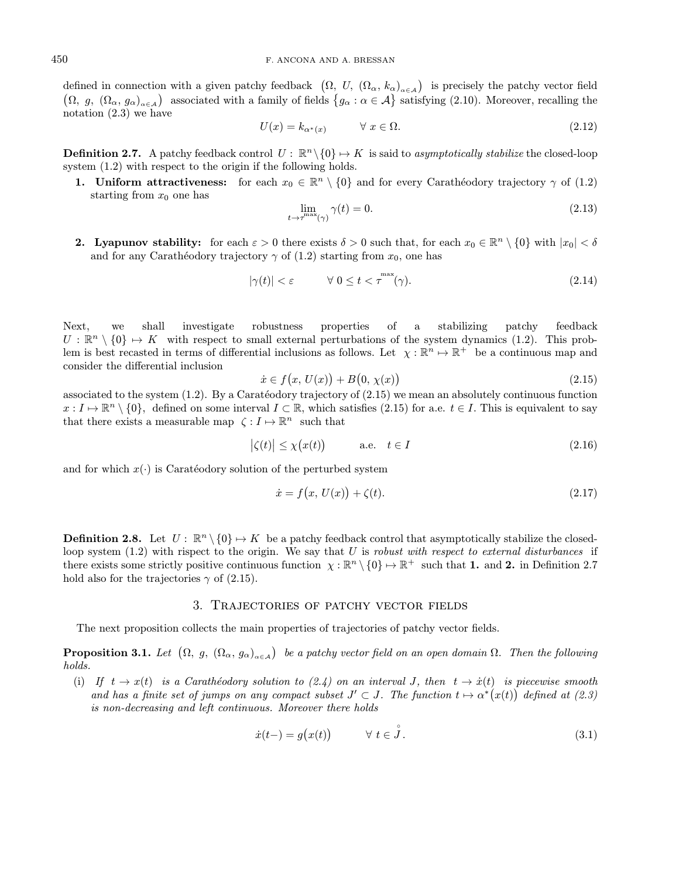defined in connection with a given patchy feedback $\left(\Omega,\ U,\ (\Omega_\alpha,\ k_\alpha)_{\alpha\in\mathcal{A}}\right)$ is precisely the patchy vector field $\left(\Omega,\ g,\ (\Omega_\alpha,\ g_\alpha)_{\alpha\in\mathcal{A}}\right)$ associated with a family of fields $\left\{g_\alpha : \alpha\in\mathcal{A}\right\}$ satisfying (2.10). Moreover, recalling the notation (2.3) we have

$$U(x) = k_{\alpha^*(x)} \qquad \forall\ x\in\Omega. \tag{2.12}$$

**Definition 2.7.** A patchy feedback control $U:\ \mathbb{R}^n\setminus\{0\}\mapsto K$ is said to *asymptotically stabilize* the closed-loop system (1.2) with respect to the origin if the following holds.

1. **Uniform attractiveness:** for each $x_0\in\mathbb{R}^n\setminus\{0\}$ and for every Carathéodory trajectory $\gamma$ of (1.2) starting from $x_0$ one has

$$\lim_{t\to\tau^{\max}(\gamma)} \gamma(t) = 0. \tag{2.13}$$

2. **Lyapunov stability:** for each $\varepsilon>0$ there exists $\delta>0$ such that, for each $x_0\in\mathbb{R}^n\setminus\{0\}$ with $|x_0|<\delta$ and for any Carathéodory trajectory $\gamma$ of (1.2) starting from $x_0$, one has

$$|\gamma(t)|<\varepsilon \qquad \forall\ 0\le t<\tau^{\max}(\gamma). \tag{2.14}$$

Next, we shall investigate robustness properties of a stabilizing patchy feedback $U:\mathbb{R}^n\setminus\{0\}\mapsto K$ with respect to small external perturbations of the system dynamics (1.2). This problem is best recasted in terms of differential inclusions as follows. Let $\chi:\mathbb{R}^n\mapsto\mathbb{R}^+$ be a continuous map and consider the differential inclusion

$$\dot{x}\in f\big(x,\ U(x)\big)+B\big(0,\ \chi(x)\big) \tag{2.15}$$

associated to the system (1.2). By a Caratéodory trajectory of (2.15) we mean an absolutely continuous function $x:I\mapsto\mathbb{R}^n\setminus\{0\}$, defined on some interval $I\subset\mathbb{R}$, which satisfies (2.15) for a.e. $t\in I$. This is equivalent to say that there exists a measurable map $\zeta:I\mapsto\mathbb{R}^n$ such that

$$\big|\zeta(t)\big|\le\chi\big(x(t)\big) \qquad \text{a.e.}\quad t\in I \tag{2.16}$$

and for which $x(\cdot)$ is Caratéodory solution of the perturbed system

$$\dot{x}=f\big(x,\ U(x)\big)+\zeta(t). \tag{2.17}$$

**Definition 2.8.** Let $U:\ \mathbb{R}^n\setminus\{0\}\mapsto K$ be a patchy feedback control that asymptotically stabilize the closed-loop system (1.2) with rispect to the origin. We say that $U$ is *robust with respect to external disturbances* if there exists some strictly positive continuous function $\chi:\mathbb{R}^n\setminus\{0\}\mapsto\mathbb{R}^+$ such that **1.** and **2.** in Definition 2.7 hold also for the trajectories $\gamma$ of (2.15).

## 3. Trajectories of patchy vector fields

The next proposition collects the main properties of trajectories of patchy vector fields.

**Proposition 3.1.** *Let $\left(\Omega,\ g,\ (\Omega_\alpha,\ g_\alpha)_{\alpha\in\mathcal{A}}\right)$ be a patchy vector field on an open domain $\Omega$. Then the following holds.*

(i) *If $t\to x(t)$ is a Carathéodory solution to (2.4) on an interval $J$, then $t\to\dot{x}(t)$ is piecewise smooth and has a finite set of jumps on any compact subset $J'\subset J$. The function $t\mapsto\alpha^*\big(x(t)\big)$ defined at (2.3) is non-decreasing and left continuous. Moreover there holds*

$$\dot{x}(t-)=g\big(x(t)\big) \qquad \forall\ t\in\overset{\circ}{J}. \tag{3.1}$$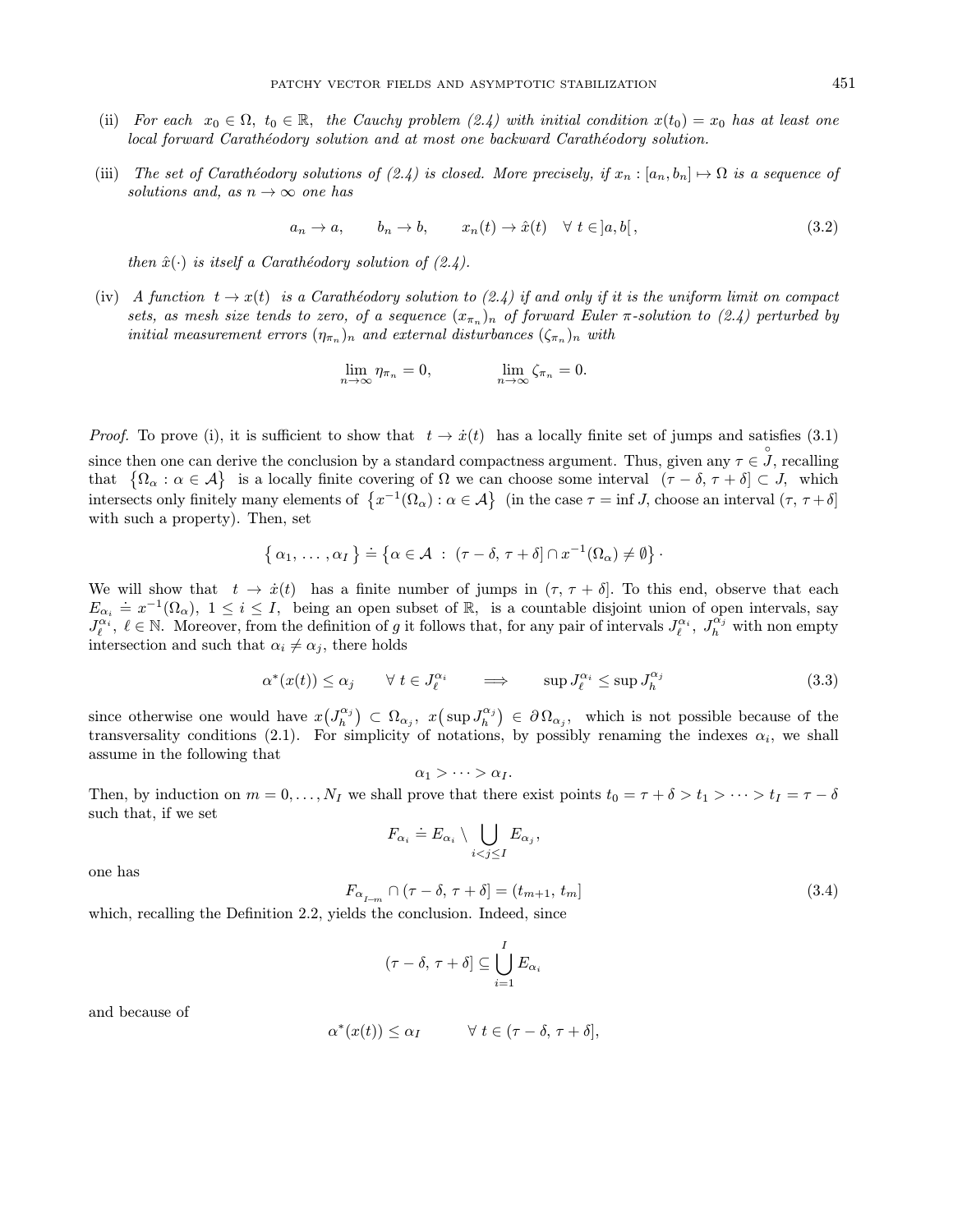(ii) *For each* $x_0 \in \Omega$, $t_0 \in \mathbb{R}$, *the Cauchy problem (2.4) with initial condition* $x(t_0) = x_0$ *has at least one local forward Carathéodory solution and at most one backward Carathéodory solution.*

(iii) *The set of Carathéodory solutions of (2.4) is closed. More precisely, if* $x_n : [a_n, b_n] \mapsto \Omega$ *is a sequence of solutions and, as* $n \to \infty$ *one has*

$$a_n \to a, \qquad b_n \to b, \qquad x_n(t) \to \hat{x}(t) \quad \forall\ t \in ]a, b[\,, \tag{3.2}$$

*then* $\hat{x}(\cdot)$ *is itself a Carathéodory solution of (2.4).*

(iv) *A function* $t \to x(t)$ *is a Carathéodory solution to (2.4) if and only if it is the uniform limit on compact sets, as mesh size tends to zero, of a sequence* $(x_{\pi_n})_n$ *of forward Euler* $\pi$*-solution to (2.4) perturbed by initial measurement errors* $(\eta_{\pi_n})_n$ *and external disturbances* $(\zeta_{\pi_n})_n$ *with*

$$\lim_{n\to\infty} \eta_{\pi_n} = 0, \qquad\qquad \lim_{n\to\infty} \zeta_{\pi_n} = 0.$$

*Proof.* To prove (i), it is sufficient to show that $t \to \dot{x}(t)$ has a locally finite set of jumps and satisfies (3.1) since then one can derive the conclusion by a standard compactness argument. Thus, given any $\tau \in \overset{\circ}{J}$, recalling that $\{\Omega_\alpha : \alpha \in \mathcal{A}\}$ is a locally finite covering of $\Omega$ we can choose some interval $(\tau - \delta, \tau + \delta] \subset J$, which intersects only finitely many elements of $\{x^{-1}(\Omega_\alpha) : \alpha \in \mathcal{A}\}$ (in the case $\tau = \inf J$, choose an interval $(\tau, \tau + \delta]$ with such a property). Then, set

$$\{\, \alpha_1, \ldots, \alpha_I \,\} \doteq \{\alpha \in \mathcal{A} \ :\ (\tau - \delta, \tau + \delta] \cap x^{-1}(\Omega_\alpha) \neq \emptyset\} \cdot$$

We will show that $t \to \dot{x}(t)$ has a finite number of jumps in $(\tau, \tau + \delta]$. To this end, observe that each $E_{\alpha_i} \doteq x^{-1}(\Omega_\alpha)$, $1 \le i \le I$, being an open subset of $\mathbb{R}$, is a countable disjoint union of open intervals, say $J_\ell^{\alpha_i}$, $\ell \in \mathbb{N}$. Moreover, from the definition of $g$ it follows that, for any pair of intervals $J_\ell^{\alpha_i}$, $J_h^{\alpha_j}$ with non empty intersection and such that $\alpha_i \neq \alpha_j$, there holds

$$\alpha^*(x(t)) \le \alpha_j \qquad \forall\ t \in J_\ell^{\alpha_i} \qquad \Longrightarrow \qquad \sup J_\ell^{\alpha_i} \le \sup J_h^{\alpha_j} \tag{3.3}$$

since otherwise one would have $x\big(J_h^{\alpha_j}\big) \subset \Omega_{\alpha_j}$, $x\big(\sup J_h^{\alpha_j}\big) \in \partial\,\Omega_{\alpha_j}$, which is not possible because of the transversality conditions (2.1). For simplicity of notations, by possibly renaming the indexes $\alpha_i$, we shall assume in the following that

$$\alpha_1 > \cdots > \alpha_I.$$

Then, by induction on $m = 0, \ldots, N_I$ we shall prove that there exist points $t_0 = \tau + \delta > t_1 > \cdots > t_I = \tau - \delta$ such that, if we set

$$F_{\alpha_i} \doteq E_{\alpha_i} \setminus \bigcup_{i<j\le I} E_{\alpha_j},$$

one has

$$F_{\alpha_{I-m}} \cap (\tau - \delta, \tau + \delta] = (t_{m+1}, t_m] \tag{3.4}$$

which, recalling the Definition 2.2, yields the conclusion. Indeed, since

$$(\tau - \delta, \tau + \delta] \subseteq \bigcup_{i=1}^{I} E_{\alpha_i}$$

and because of

$$\alpha^*(x(t)) \le \alpha_I \qquad\quad \forall\ t \in (\tau - \delta, \tau + \delta],$$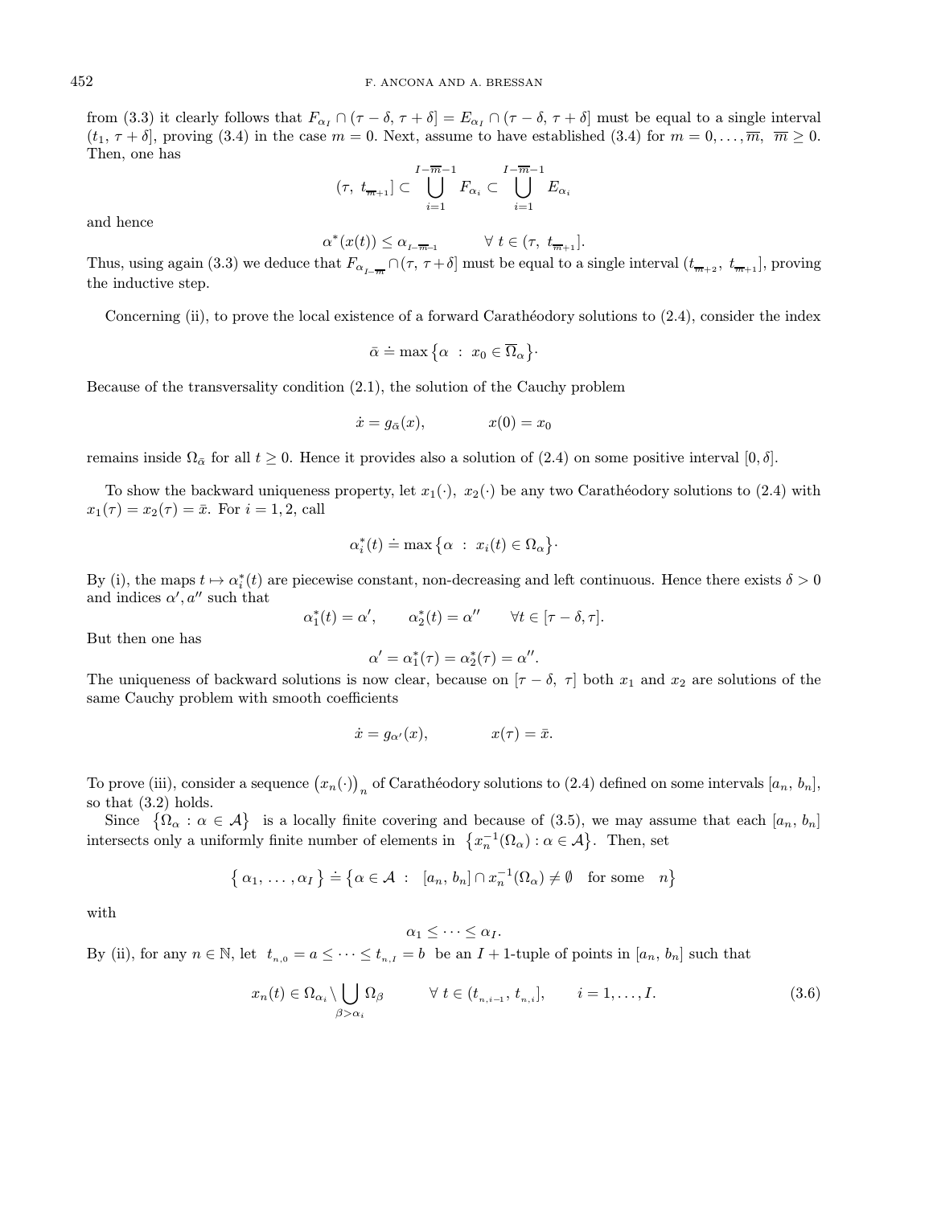from (3.3) it clearly follows that $F_{\alpha_I} \cap (\tau - \delta, \tau + \delta] = E_{\alpha_I} \cap (\tau - \delta, \tau + \delta]$ must be equal to a single interval $(t_1, \tau + \delta]$, proving (3.4) in the case $m = 0$. Next, assume to have established (3.4) for $m = 0, \ldots, \overline{m}$, $\overline{m} \geq 0$. Then, one has

$$(\tau,\ t_{\overline{m}+1}] \subset \bigcup_{i=1}^{I-\overline{m}-1} F_{\alpha_i} \subset \bigcup_{i=1}^{I-\overline{m}-1} E_{\alpha_i}$$

and hence

$$\alpha^*(x(t)) \leq \alpha_{I-\overline{m}-1} \qquad \forall\ t \in (\tau,\ t_{\overline{m}+1}].$$

Thus, using again (3.3) we deduce that $F_{\alpha_{I-\overline{m}}} \cap (\tau, \tau + \delta]$ must be equal to a single interval $(t_{\overline{m}+2},\ t_{\overline{m}+1}]$, proving the inductive step.

Concerning (ii), to prove the local existence of a forward Carathéodory solutions to (2.4), consider the index

$$\bar{\alpha} \doteq \max\left\{\alpha\ :\ x_0 \in \overline{\Omega}_\alpha\right\}.$$

Because of the transversality condition (2.1), the solution of the Cauchy problem

$$\dot{x} = g_{\bar{\alpha}}(x), \qquad\qquad x(0) = x_0$$

remains inside $\Omega_{\bar{\alpha}}$ for all $t \geq 0$. Hence it provides also a solution of (2.4) on some positive interval $[0, \delta]$.

To show the backward uniqueness property, let $x_1(\cdot),\ x_2(\cdot)$ be any two Carathéodory solutions to (2.4) with $x_1(\tau) = x_2(\tau) = \bar{x}$. For $i = 1, 2$, call

$$\alpha_i^*(t) \doteq \max\left\{\alpha\ :\ x_i(t) \in \Omega_\alpha\right\}.$$

By (i), the maps $t \mapsto \alpha_i^*(t)$ are piecewise constant, non-decreasing and left continuous. Hence there exists $\delta > 0$ and indices $\alpha', a''$ such that

$$\alpha_1^*(t) = \alpha', \qquad \alpha_2^*(t) = \alpha'' \qquad \forall t \in [\tau - \delta, \tau].$$

But then one has

$$\alpha' = \alpha_1^*(\tau) = \alpha_2^*(\tau) = \alpha''.$$

The uniqueness of backward solutions is now clear, because on $[\tau - \delta,\ \tau]$ both $x_1$ and $x_2$ are solutions of the same Cauchy problem with smooth coefficients

$$\dot{x} = g_{\alpha'}(x), \qquad\qquad x(\tau) = \bar{x}.$$

To prove (iii), consider a sequence $\left(x_n(\cdot)\right)_n$ of Carathéodory solutions to (2.4) defined on some intervals $[a_n,\ b_n]$, so that (3.2) holds.

Since $\left\{\Omega_\alpha\ :\ \alpha \in \mathcal{A}\right\}$ is a locally finite covering and because of (3.5), we may assume that each $[a_n,\ b_n]$ intersects only a uniformly finite number of elements in $\left\{x_n^{-1}(\Omega_\alpha) : \alpha \in \mathcal{A}\right\}$. Then, set

$$\left\{\ \alpha_1,\ \ldots, \alpha_I\ \right\} \doteq \left\{\alpha \in \mathcal{A}\ :\ \ [a_n,\ b_n] \cap x_n^{-1}(\Omega_\alpha) \neq \emptyset \quad \text{for some} \quad n\right\}$$

with

$$\alpha_1 \leq \cdots \leq \alpha_I.$$

By (ii), for any $n \in \mathbb{N}$, let $t_{n,0} = a \leq \cdots \leq t_{n,I} = b$ be an $I + 1$-tuple of points in $[a_n,\ b_n]$ such that

$$x_n(t) \in \Omega_{\alpha_i} \setminus \bigcup_{\beta > \alpha_i} \Omega_\beta \qquad \forall\ t \in (t_{n,i-1},\ t_{n,i}], \qquad i = 1, \ldots, I. \tag{3.6}$$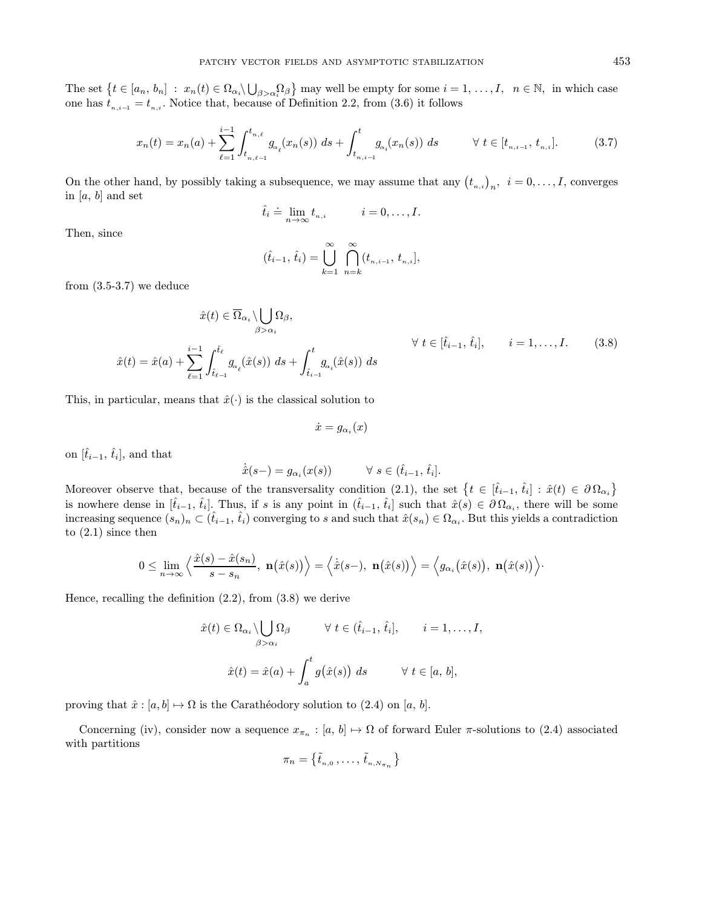The set $\left\{t \in [a_n, b_n] \,:\, x_n(t) \in \Omega_{\alpha_i} \backslash \bigcup_{\beta > \alpha_i} \Omega_\beta\right\}$ may well be empty for some $i = 1, \ldots, I$, $n \in \mathbb{N}$, in which case one has $t_{n,i-1} = t_{n,i}$. Notice that, because of Definition 2.2, from (3.6) it follows

$$x_n(t) = x_n(a) + \sum_{\ell=1}^{i-1} \int_{t_{n,\ell-1}}^{t_{n,\ell}} g_{\alpha_\ell}(x_n(s))\, ds + \int_{t_{n,i-1}}^{t} g_{\alpha_i}(x_n(s))\, ds \qquad \forall\, t \in [t_{n,i-1},\, t_{n,i}]. \tag{3.7}$$

On the other hand, by possibly taking a subsequence, we may assume that any $\left(t_{n,i}\right)_n$, $i = 0, \ldots, I$, converges in $[a, b]$ and set

$$\hat{t}_i \doteq \lim_{n \to \infty} t_{n,i} \qquad i = 0, \ldots, I.$$

Then, since

$$(\hat{t}_{i-1},\, \hat{t}_i) = \bigcup_{k=1}^{\infty} \bigcap_{n=k}^{\infty} (t_{n,i-1},\, t_{n,i}],$$

from (3.5-3.7) we deduce

$$\left.\begin{aligned} &\hat{x}(t) \in \overline{\Omega}_{\alpha_i} \backslash \bigcup_{\beta > \alpha_i} \Omega_\beta, \\ &\hat{x}(t) = \hat{x}(a) + \sum_{\ell=1}^{i-1} \int_{\hat{t}_{\ell-1}}^{\hat{t}_\ell} g_{\alpha_\ell}(\hat{x}(s))\, ds + \int_{\hat{t}_{i-1}}^{t} g_{\alpha_i}(\hat{x}(s))\, ds \end{aligned}\right\} \qquad \forall\, t \in [\hat{t}_{i-1},\, \hat{t}_i], \qquad i = 1, \ldots, I. \tag{3.8}$$

This, in particular, means that $\hat{x}(\cdot)$ is the classical solution to

$$\dot{x} = g_{\alpha_i}(x)$$

on $[\hat{t}_{i-1},\, \hat{t}_i]$, and that

$$\dot{\hat{x}}(s-) = g_{\alpha_i}(x(s)) \qquad \forall\, s \in (\hat{t}_{i-1},\, \hat{t}_i].$$

Moreover observe that, because of the transversality condition (2.1), the set $\left\{t \in [\hat{t}_{i-1},\, \hat{t}_i] \,:\, \hat{x}(t) \in \partial\, \Omega_{\alpha_i}\right\}$ is nowhere dense in $[\hat{t}_{i-1},\, \hat{t}_i]$. Thus, if $s$ is any point in $(\hat{t}_{i-1},\, \hat{t}_i]$ such that $\hat{x}(s) \in \partial\, \Omega_{\alpha_i}$, there will be some increasing sequence $(s_n)_n \subset (\hat{t}_{i-1},\, \hat{t}_i)$ converging to $s$ and such that $\hat{x}(s_n) \in \Omega_{\alpha_i}$. But this yields a contradiction to (2.1) since then

$$0 \leq \lim_{n \to \infty} \left\langle \frac{\hat{x}(s) - \hat{x}(s_n)}{s - s_n},\; \mathbf{n}\big(\hat{x}(s)\big) \right\rangle = \left\langle \dot{\hat{x}}(s-),\; \mathbf{n}\big(\hat{x}(s)\big) \right\rangle = \left\langle g_{\alpha_i}\big(\hat{x}(s)\big),\; \mathbf{n}\big(\hat{x}(s)\big) \right\rangle \cdot$$

Hence, recalling the definition (2.2), from (3.8) we derive

$$\hat{x}(t) \in \Omega_{\alpha_i} \backslash \bigcup_{\beta > \alpha_i} \Omega_\beta \qquad \forall\, t \in (\hat{t}_{i-1},\, \hat{t}_i], \qquad i = 1, \ldots, I,$$

$$\hat{x}(t) = \hat{x}(a) + \int_a^t g\big(\hat{x}(s)\big)\, ds \qquad \forall\, t \in [a,\, b],$$

proving that $\hat{x} : [a, b] \mapsto \Omega$ is the Carathéodory solution to (2.4) on $[a, b]$.

Concerning (iv), consider now a sequence $x_{\pi_n} : [a, b] \mapsto \Omega$ of forward Euler $\pi$-solutions to (2.4) associated with partitions

$$\pi_n = \left\{\tilde{t}_{n,0}\,, \ldots,\, \tilde{t}_{n,N_{\pi_n}}\right\}$$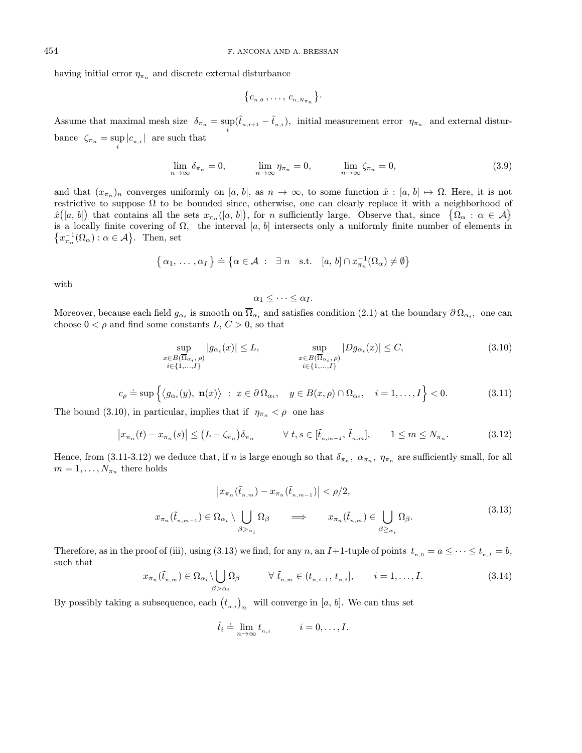having initial error $\eta_{\pi_n}$ and discrete external disturbance

$$
\big\{c_{n,0}\,, \dots, \, c_{n,N_{\pi_n}}\big\}.
$$

Assume that maximal mesh size $\delta_{\pi_n} = \sup_i (\tilde{t}_{n,i+1} - \tilde{t}_{n,i})$, initial measurement error $\eta_{\pi_n}$ and external disturbance $\zeta_{\pi_n} = \sup_i |c_{n,i}|$ are such that

$$
\lim_{n\to\infty} \delta_{\pi_n} = 0, \qquad\qquad \lim_{n\to\infty} \eta_{\pi_n} = 0, \qquad\qquad \lim_{n\to\infty} \zeta_{\pi_n} = 0, \tag{3.9}
$$

and that $(x_{\pi_n})_n$ converges uniformly on $[a,\, b]$, as $n\to\infty$, to some function $\hat{x} : [a,\, b] \mapsto \Omega$. Here, it is not restrictive to suppose $\Omega$ to be bounded since, otherwise, one can clearly replace it with a neighborhood of $\hat{x}\big([a,\, b]\big)$ that contains all the sets $x_{\pi_n}([a,\, b])$, for $n$ sufficiently large. Observe that, since $\big\{\Omega_\alpha \, : \, \alpha \in \mathcal{A}\big\}$ is a locally finite covering of $\Omega$, the interval $[a,\, b]$ intersects only a uniformly finite number of elements in $\big\{x^{-1}_{\pi_n}(\Omega_\alpha) : \alpha \in \mathcal{A}\big\}$. Then, set

$$
\big\{\, \alpha_1, \, \dots \, , \alpha_I \,\big\} \doteq \big\{\alpha \in \mathcal{A} \;:\; \exists \; n \quad \text{s.t.} \quad [a,\, b] \cap x^{-1}_{\pi_n}(\Omega_\alpha) \neq \emptyset\big\}
$$

with

$$
\alpha_1 \le \dots \le \alpha_I.
$$

Moreover, because each field $g_{\alpha_i}$ is smooth on $\overline{\Omega}_{\alpha_i}$ and satisfies condition (2.1) at the boundary $\partial\,\Omega_{\alpha_i}$, one can choose $0 < \rho$ and find some constants $L,\, C > 0$, so that

$$
\sup_{\substack{x\in B(\overline{\Omega}_{\alpha_i},\, \rho)\\ i\in\{1,\dots,I\}}} |g_{\alpha_i}(x)| \le L, \qquad\qquad \sup_{\substack{x\in B(\overline{\Omega}_{\alpha_i},\, \rho)\\ i\in\{1,\dots,I\}}} |Dg_{\alpha_i}(x)| \le C, \tag{3.10}
$$

$$
c_\rho \doteq \sup\Big\{\big\langle g_{\alpha_i}(y),\; \mathbf{n}(x)\big\rangle \;:\; x \in \partial\,\Omega_{\alpha_i}, \quad y \in B(x,\rho)\cap\Omega_{\alpha_i}, \quad i = 1,\dots,I\Big\} < 0. \tag{3.11}
$$

The bound (3.10), in particular, implies that if $\eta_{\pi_n} < \rho$ one has

$$
\big|x_{\pi_n}(t) - x_{\pi_n}(s)\big| \le \big(L + \zeta_{\pi_n}\big)\delta_{\pi_n} \qquad \forall\; t,s \in [\tilde{t}_{n,m-1},\, \tilde{t}_{n,m}], \qquad 1 \le m \le N_{\pi_n}. \tag{3.12}
$$

Hence, from (3.11-3.12) we deduce that, if $n$ is large enough so that $\delta_{\pi_n}$, $\alpha_{\pi_n}$, $\eta_{\pi_n}$ are sufficiently small, for all $m = 1, \dots, N_{\pi_n}$ there holds

$$
\begin{gathered}
\big|x_{\pi_n}(\tilde{t}_{n,m}) - x_{\pi_n}(\tilde{t}_{n,m-1})\big| < \rho/2, \\
x_{\pi_n}(\tilde{t}_{n,m-1}) \in \Omega_{\alpha_i} \setminus \bigcup_{\beta > \alpha_i} \Omega_\beta \qquad \Longrightarrow \qquad x_{\pi_n}(\tilde{t}_{n,m}) \in \bigcup_{\beta \ge \alpha_i} \Omega_\beta.
\end{gathered} \tag{3.13}
$$

Therefore, as in the proof of (iii), using (3.13) we find, for any $n$, an $I+1$-tuple of points $t_{n,0} = a \le \dots \le t_{n,I} = b$, such that

$$
x_{\pi_n}(\tilde{t}_{n,m}) \in \Omega_{\alpha_i} \setminus \bigcup_{\beta > \alpha_i} \Omega_\beta \qquad \forall\; \tilde{t}_{n,m} \in (t_{n,i-1},\, t_{n,i}], \qquad i = 1,\dots,I. \tag{3.14}
$$

By possibly taking a subsequence, each $\big(t_{n,i}\big)_n$ will converge in $[a,\, b]$. We can thus set

$$
\hat{t}_i \doteq \lim_{n\to\infty} t_{n,i} \qquad\qquad i = 0,\dots,I.
$$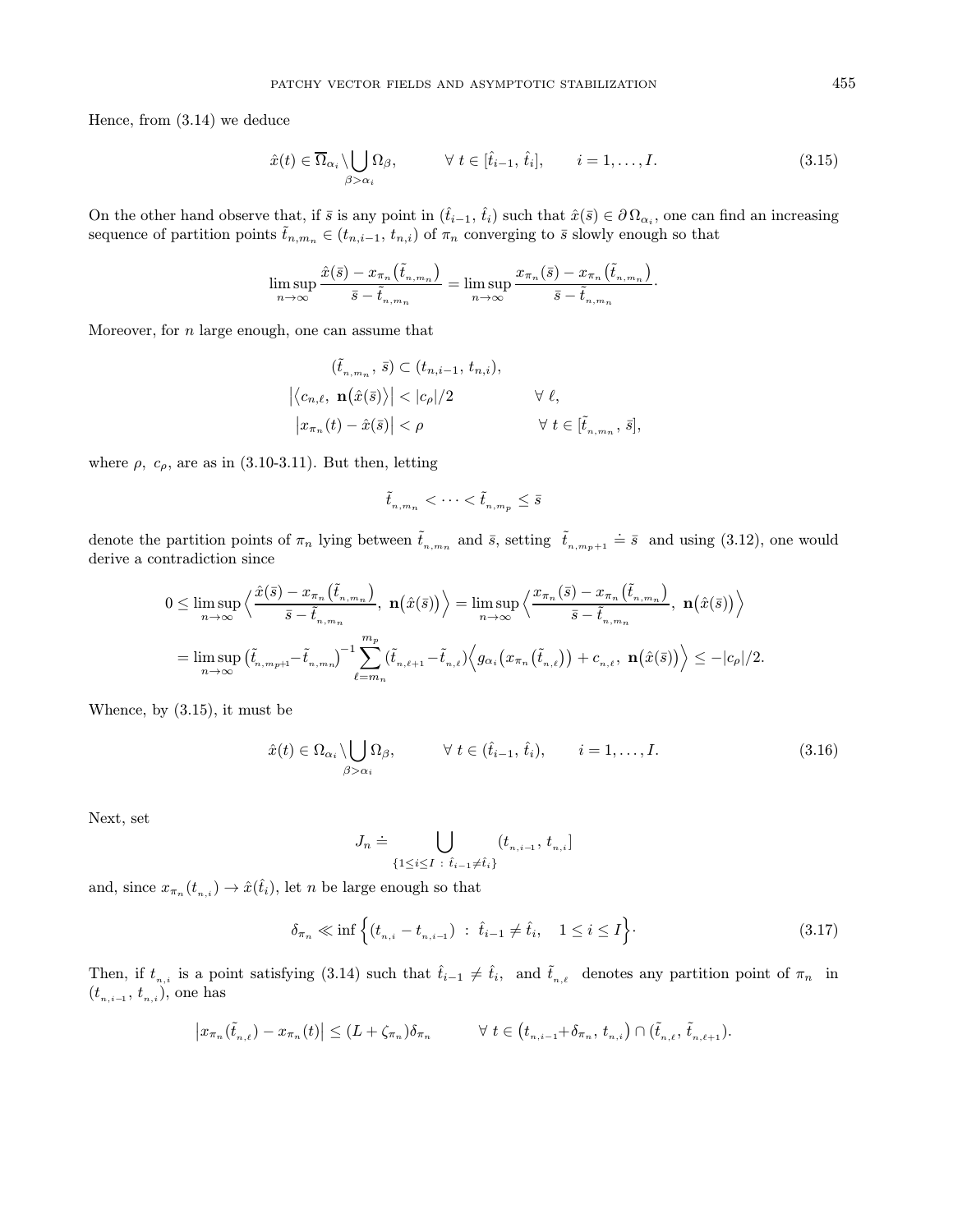Hence, from (3.14) we deduce

$$
\hat{x}(t) \in \overline{\Omega}_{\alpha_i} \setminus \bigcup_{\beta > \alpha_i} \Omega_\beta, \qquad \forall\, t \in [\hat{t}_{i-1},\, \hat{t}_i], \qquad i = 1, \ldots, I. \tag{3.15}
$$

On the other hand observe that, if $\bar{s}$ is any point in $(\hat{t}_{i-1},\, \hat{t}_i)$ such that $\hat{x}(\bar{s}) \in \partial\, \Omega_{\alpha_i}$, one can find an increasing sequence of partition points $\tilde{t}_{n,m_n} \in (t_{n,i-1},\, t_{n,i})$ of $\pi_n$ converging to $\bar{s}$ slowly enough so that

$$
\limsup_{n\to\infty} \frac{\hat{x}(\bar{s}) - x_{\pi_n}\big(\tilde{t}_{n,m_n}\big)}{\bar{s} - \tilde{t}_{n,m_n}} = \limsup_{n\to\infty} \frac{x_{\pi_n}(\bar{s}) - x_{\pi_n}\big(\tilde{t}_{n,m_n}\big)}{\bar{s} - \tilde{t}_{n,m_n}}\cdot
$$

Moreover, for $n$ large enough, one can assume that

$$
\begin{aligned}
&(\tilde{t}_{n,m_n},\, \bar{s}) \subset (t_{n,i-1},\, t_{n,i}), && \\
&\big|\big\langle c_{n,\ell},\ \mathbf{n}\big(\hat{x}(\bar{s})\big)\big\rangle\big| < |c_\rho|/2 && \forall\ \ell, \\
&\big|x_{\pi_n}(t) - \hat{x}(\bar{s})\big| < \rho && \forall\ t \in [\tilde{t}_{n,m_n},\, \bar{s}],
\end{aligned}
$$

where $\rho,\ c_\rho$, are as in (3.10-3.11). But then, letting

$$
\tilde{t}_{n,m_n} < \cdots < \tilde{t}_{n,m_p} \le \bar{s}
$$

denote the partition points of $\pi_n$ lying between $\tilde{t}_{n,m_n}$ and $\bar{s}$, setting $\tilde{t}_{n,m_p+1} \doteq \bar{s}$ and using (3.12), one would derive a contradiction since

$$
\begin{aligned}
0 &\le \limsup_{n\to\infty} \Big\langle \frac{\hat{x}(\bar{s}) - x_{\pi_n}\big(\tilde{t}_{n,m_n}\big)}{\bar{s} - \tilde{t}_{n,m_n}},\ \mathbf{n}\big(\hat{x}(\bar{s})\big) \Big\rangle = \limsup_{n\to\infty} \Big\langle \frac{x_{\pi_n}(\bar{s}) - x_{\pi_n}\big(\tilde{t}_{n,m_n}\big)}{\bar{s} - \tilde{t}_{n,m_n}},\ \mathbf{n}\big(\hat{x}(\bar{s})\big) \Big\rangle \\
&= \limsup_{n\to\infty} \big(\tilde{t}_{n,m_p+1} - \tilde{t}_{n,m_n}\big)^{-1} \sum_{\ell=m_n}^{m_p} (\tilde{t}_{n,\ell+1} - \tilde{t}_{n,\ell}) \Big\langle g_{\alpha_i}\big(x_{\pi_n}\big(\tilde{t}_{n,\ell}\big)\big) + c_{n,\ell},\ \mathbf{n}\big(\hat{x}(\bar{s})\big) \Big\rangle \le -|c_\rho|/2.
\end{aligned}
$$

Whence, by (3.15), it must be

$$
\hat{x}(t) \in \Omega_{\alpha_i} \setminus \bigcup_{\beta > \alpha_i} \Omega_\beta, \qquad \forall\, t \in (\hat{t}_{i-1},\, \hat{t}_i), \qquad i = 1, \ldots, I. \tag{3.16}
$$

Next, set

$$
J_n \doteq \bigcup_{\{1 \le i \le I\ :\ \hat{t}_{i-1} \ne \hat{t}_i\}} (t_{n,i-1},\, t_{n,i}]
$$

and, since $x_{\pi_n}(t_{n,i}) \to \hat{x}(\hat{t}_i)$, let $n$ be large enough so that

$$
\delta_{\pi_n} \ll \inf\Big\{ (t_{n,i} - t_{n,i-1})\ :\ \hat{t}_{i-1} \ne \hat{t}_i, \quad 1 \le i \le I \Big\}\cdot \tag{3.17}
$$

Then, if $t_{n,i}$ is a point satisfying (3.14) such that $\hat{t}_{i-1} \ne \hat{t}_i$, and $\tilde{t}_{n,\ell}$ denotes any partition point of $\pi_n$ in $(t_{n,i-1},\, t_{n,i})$, one has

$$
\big|x_{\pi_n}(\tilde{t}_{n,\ell}) - x_{\pi_n}(t)\big| \le (L + \zeta_{\pi_n})\delta_{\pi_n} \qquad \forall\ t \in \big(t_{n,i-1} + \delta_{\pi_n},\, t_{n,i}\big) \cap (\tilde{t}_{n,\ell},\, \tilde{t}_{n,\ell+1}).
$$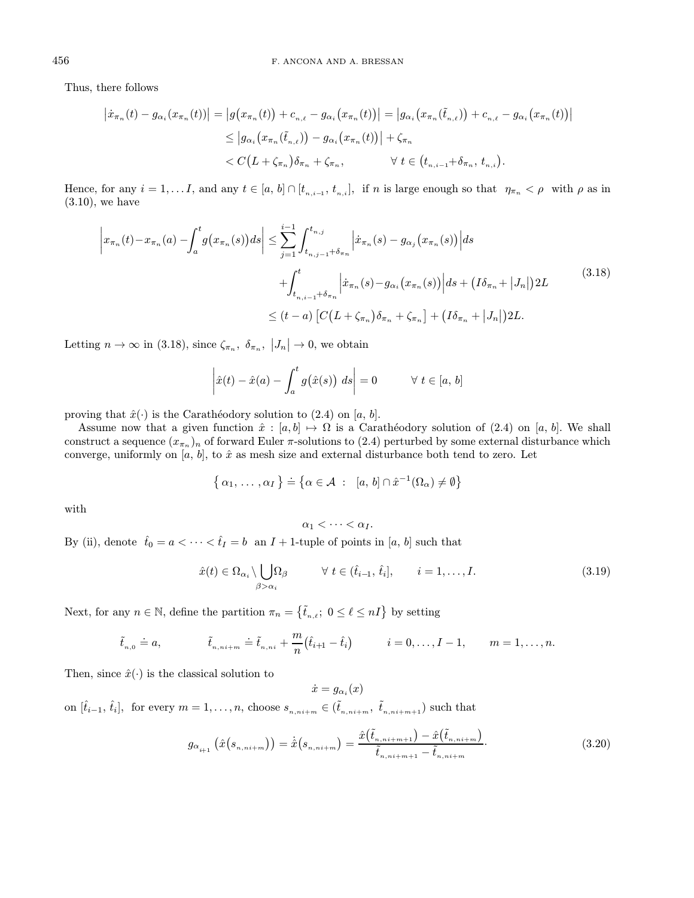Thus, there follows

$$
\begin{aligned}
\left|\dot{x}_{\pi_n}(t) - g_{\alpha_i}(x_{\pi_n}(t))\right| &= \left|g\big(x_{\pi_n}(t)\big) + c_{n,\ell} - g_{\alpha_i}\big(x_{\pi_n}(t)\big)\right| = \left|g_{\alpha_i}\big(x_{\pi_n}(\tilde{t}_{n,\ell})\big) + c_{n,\ell} - g_{\alpha_i}\big(x_{\pi_n}(t)\big)\right| \\
&\leq \left|g_{\alpha_i}\big(x_{\pi_n}(\tilde{t}_{n,\ell})\big) - g_{\alpha_i}\big(x_{\pi_n}(t)\big)\right| + \zeta_{\pi_n} \\
&< C\big(L + \zeta_{\pi_n}\big)\delta_{\pi_n} + \zeta_{\pi_n}, \qquad\qquad \forall\ t \in \big(t_{n,i-1} + \delta_{\pi_n},\ t_{n,i}\big).
\end{aligned}
$$

Hence, for any $i = 1, \ldots I$, and any $t \in [a,\, b] \cap [t_{n,i-1},\, t_{n,i}]$, if $n$ is large enough so that $\eta_{\pi_n} < \rho$ with $\rho$ as in (3.10), we have

$$
\begin{aligned}
\left| x_{\pi_n}(t) - x_{\pi_n}(a) - \int_a^t g\big(x_{\pi_n}(s)\big) ds \right| &\leq \sum_{j=1}^{i-1} \int_{t_{n,j-1}+\delta_{\pi_n}}^{t_{n,j}} \left|\dot{x}_{\pi_n}(s) - g_{\alpha_j}\big(x_{\pi_n}(s)\big)\right| ds \\
&\quad + \int_{t_{n,i-1}+\delta_{\pi_n}}^{t} \left|\dot{x}_{\pi_n}(s) - g_{\alpha_i}\big(x_{\pi_n}(s)\big)\right| ds + \big(I\delta_{\pi_n} + |J_n|\big) 2L \\
&\leq (t-a)\left[C\big(L + \zeta_{\pi_n}\big)\delta_{\pi_n} + \zeta_{\pi_n}\right] + \big(I\delta_{\pi_n} + |J_n|\big) 2L.
\end{aligned} \tag{3.18}
$$

Letting $n \to \infty$ in (3.18), since $\zeta_{\pi_n},\ \delta_{\pi_n},\ |J_n| \to 0$, we obtain

$$
\left| \hat{x}(t) - \hat{x}(a) - \int_a^t g\big(\hat{x}(s)\big)\ ds \right| = 0 \qquad\qquad \forall\ t \in [a,\, b]
$$

proving that $\hat{x}(\cdot)$ is the Carathéodory solution to (2.4) on $[a,\, b]$.

Assume now that a given function $\hat{x} : [a, b] \mapsto \Omega$ is a Carathéodory solution of (2.4) on $[a, b]$. We shall construct a sequence $(x_{\pi_n})_n$ of forward Euler $\pi$-solutions to (2.4) perturbed by some external disturbance which converge, uniformly on $[a, b]$, to $\hat{x}$ as mesh size and external disturbance both tend to zero. Let

$$
\{\, \alpha_1,\, \ldots,\, \alpha_I \,\} \doteq \left\{ \alpha \in \mathcal{A}\ :\ \ [a,\, b] \cap \hat{x}^{-1}(\Omega_\alpha) \neq \emptyset \right\}
$$

with

$$
\alpha_1 < \cdots < \alpha_I.
$$

By (ii), denote $\hat{t}_0 = a < \cdots < \hat{t}_I = b$ an $I+1$-tuple of points in $[a,\, b]$ such that

$$
\hat{x}(t) \in \Omega_{\alpha_i} \setminus \bigcup_{\beta > \alpha_i} \Omega_\beta \qquad \forall\ t \in (\hat{t}_{i-1},\, \hat{t}_i], \qquad i = 1, \ldots, I. \tag{3.19}
$$

Next, for any $n \in \mathbb{N}$, define the partition $\pi_n = \left\{ \tilde{t}_{n,\ell};\ 0 \leq \ell \leq nI \right\}$ by setting

$$
\tilde{t}_{n,0} \doteq a, \qquad\qquad \tilde{t}_{n,ni+m} \doteq \tilde{t}_{n,ni} + \frac{m}{n}\big(\hat{t}_{i+1} - \hat{t}_i\big) \qquad\quad i = 0, \ldots, I-1, \qquad m = 1, \ldots, n.
$$

Then, since $\hat{x}(\cdot)$ is the classical solution to

$$
\dot{x} = g_{\alpha_i}(x)
$$

on $[\hat{t}_{i-1},\, \hat{t}_i]$, for every $m = 1, \ldots, n$, choose $s_{n,ni+m} \in (\tilde{t}_{n,ni+m},\ \tilde{t}_{n,ni+m+1})$ such that

$$
g_{\alpha_{i+1}}\big(\hat{x}(s_{n,ni+m})\big) = \dot{\hat{x}}(s_{n,ni+m}) = \frac{\hat{x}\big(\tilde{t}_{n,ni+m+1}\big) - \hat{x}\big(\tilde{t}_{n,ni+m}\big)}{\tilde{t}_{n,ni+m+1} - \tilde{t}_{n,ni+m}}. \tag{3.20}
$$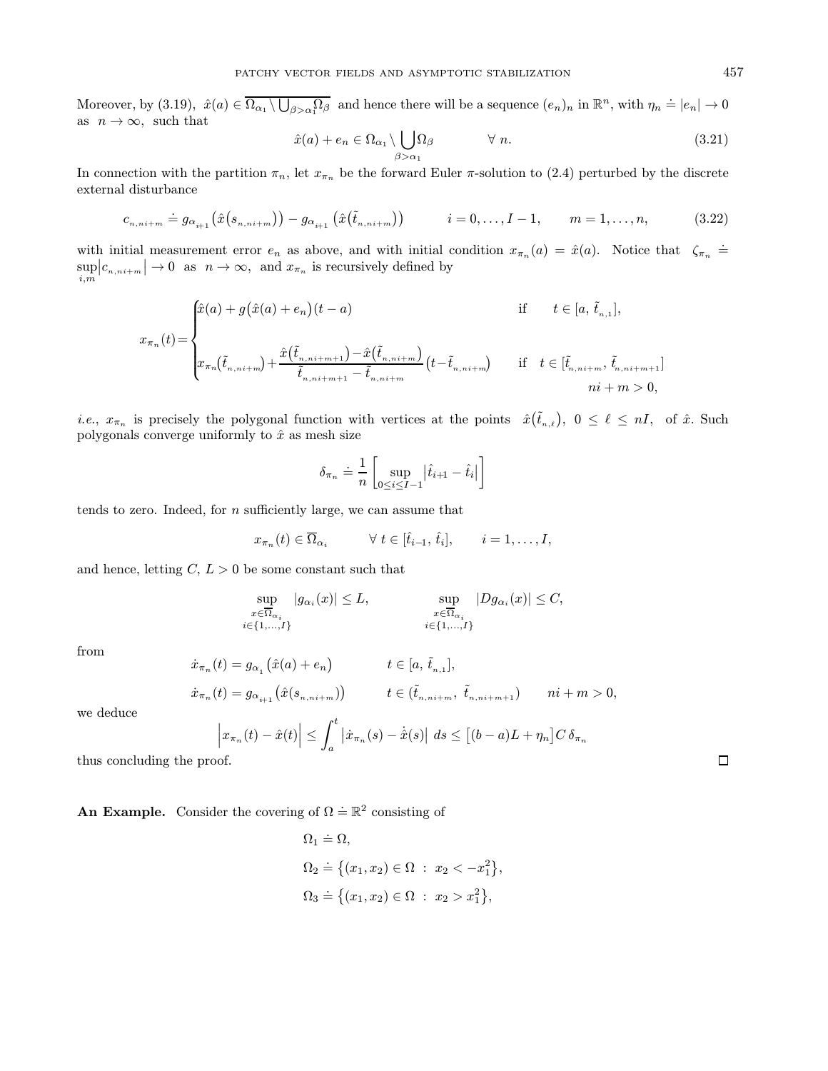Moreover, by (3.19), $\hat{x}(a) \in \overline{\Omega_{\alpha_1} \setminus \bigcup_{\beta > \alpha_1} \Omega_\beta}$ and hence there will be a sequence $(e_n)_n$ in $\mathbb{R}^n$, with $\eta_n \doteq |e_n| \to 0$ as $n \to \infty$, such that

$$\hat{x}(a) + e_n \in \Omega_{\alpha_1} \setminus \bigcup_{\beta > \alpha_1} \Omega_\beta \qquad \forall\ n. \tag{3.21}$$

In connection with the partition $\pi_n$, let $x_{\pi_n}$ be the forward Euler $\pi$-solution to (2.4) perturbed by the discrete external disturbance

$$c_{n,ni+m} \doteq g_{\alpha_{i+1}}\big(\hat{x}(s_{n,ni+m})\big) - g_{\alpha_{i+1}}\big(\hat{x}(\tilde{t}_{n,ni+m})\big) \qquad i = 0, \dots, I-1, \qquad m = 1, \dots, n, \tag{3.22}$$

with initial measurement error $e_n$ as above, and with initial condition $x_{\pi_n}(a) = \hat{x}(a)$. Notice that $\zeta_{\pi_n} \doteq \sup_{i,m} |c_{n,ni+m}| \to 0$ as $n \to \infty$, and $x_{\pi_n}$ is recursively defined by

$$x_{\pi_n}(t) = \begin{cases} \hat{x}(a) + g\big(\hat{x}(a) + e_n\big)(t-a) & \text{if} \quad t \in [a,\, \tilde{t}_{n,1}], \\[2ex] x_{\pi_n}(\tilde{t}_{n,ni+m}) + \dfrac{\hat{x}(\tilde{t}_{n,ni+m+1}) - \hat{x}(\tilde{t}_{n,ni+m})}{\tilde{t}_{n,ni+m+1} - \tilde{t}_{n,ni+m}}(t - \tilde{t}_{n,ni+m}) & \text{if} \quad t \in [\tilde{t}_{n,ni+m},\, \tilde{t}_{n,ni+m+1}] \\ & \qquad ni + m > 0, \end{cases}$$

*i.e.*, $x_{\pi_n}$ is precisely the polygonal function with vertices at the points $\hat{x}(\tilde{t}_{n,\ell})$, $0 \leq \ell \leq nI$, of $\hat{x}$. Such polygonals converge uniformly to $\hat{x}$ as mesh size

$$\delta_{\pi_n} \doteq \frac{1}{n}\left[\sup_{0 \leq i \leq I-1} |\hat{t}_{i+1} - \hat{t}_i|\right]$$

tends to zero. Indeed, for $n$ sufficiently large, we can assume that

$$x_{\pi_n}(t) \in \overline{\Omega}_{\alpha_i} \qquad \forall\ t \in [\hat{t}_{i-1},\, \hat{t}_i], \qquad i = 1, \dots, I,$$

and hence, letting $C,\, L > 0$ be some constant such that

$$\sup_{\substack{x \in \overline{\Omega}_{\alpha_i} \\ i \in \{1,\dots,I\}}} |g_{\alpha_i}(x)| \leq L, \qquad\qquad \sup_{\substack{x \in \overline{\Omega}_{\alpha_i} \\ i \in \{1,\dots,I\}}} |Dg_{\alpha_i}(x)| \leq C,$$

from

$$\dot{x}_{\pi_n}(t) = g_{\alpha_1}\big(\hat{x}(a) + e_n\big) \qquad t \in [a,\, \tilde{t}_{n,1}],$$

$$\dot{x}_{\pi_n}(t) = g_{\alpha_{i+1}}\big(\hat{x}(s_{n,ni+m})\big) \qquad t \in (\tilde{t}_{n,ni+m},\, \tilde{t}_{n,ni+m+1}) \qquad ni + m > 0,$$

we deduce

$$\Big|x_{\pi_n}(t) - \hat{x}(t)\Big| \leq \int_a^t \big|\dot{x}_{\pi_n}(s) - \dot{\hat{x}}(s)\big|\, ds \leq \big[(b-a)L + \eta_n\big] C\, \delta_{\pi_n}$$

thus concluding the proof. $\square$

**An Example.** Consider the covering of $\Omega \doteq \mathbb{R}^2$ consisting of

$$\Omega_1 \doteq \Omega,$$

$$\Omega_2 \doteq \big\{(x_1, x_2) \in \Omega \ : \ x_2 < -x_1^2\big\},$$

$$\Omega_3 \doteq \big\{(x_1, x_2) \in \Omega \ : \ x_2 > x_1^2\big\},$$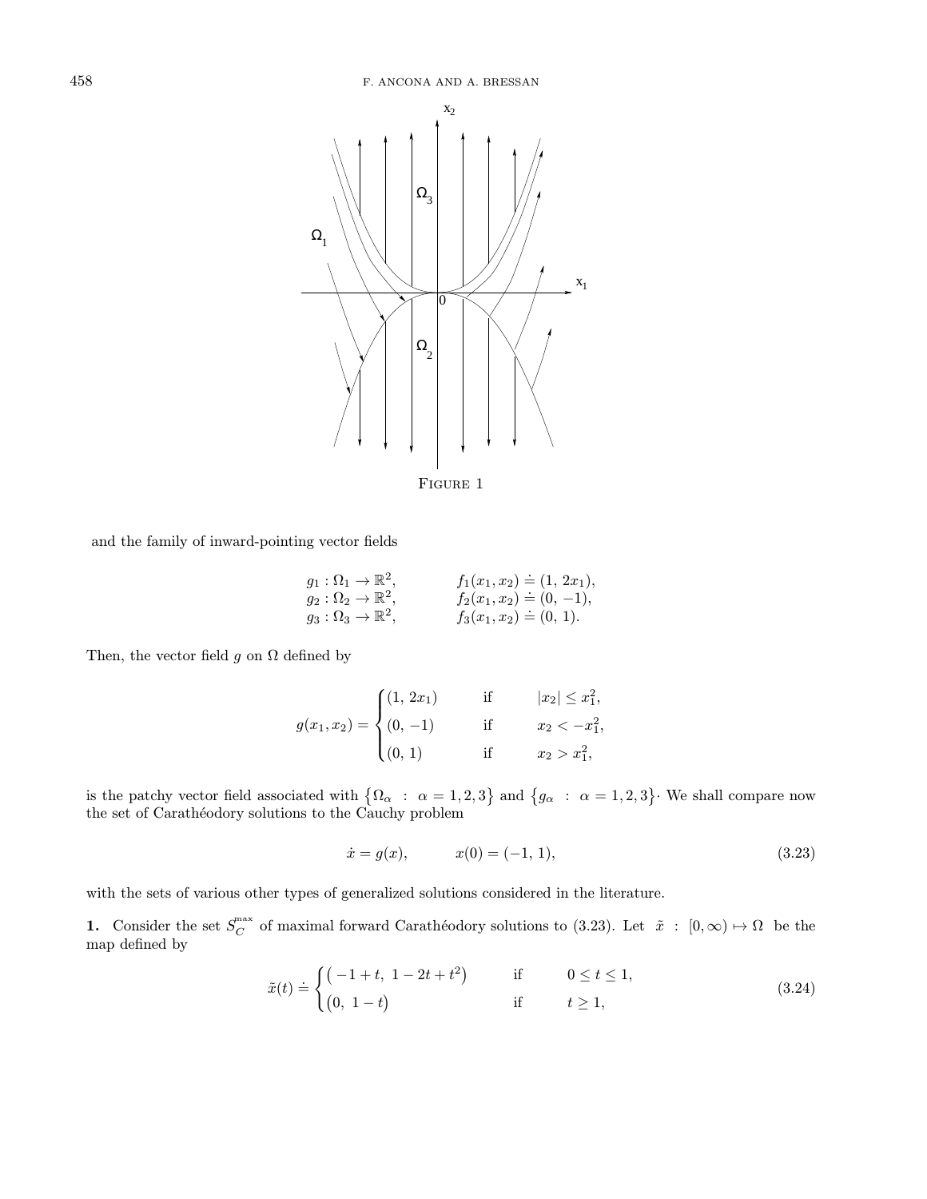FIGURE 1

and the family of inward-pointing vector fields

$$
\begin{aligned}
&g_1 : \Omega_1 \to \mathbb{R}^2, \qquad && f_1(x_1, x_2) \doteq (1,\, 2x_1),\\
&g_2 : \Omega_2 \to \mathbb{R}^2, \qquad && f_2(x_1, x_2) \doteq (0,\, -1),\\
&g_3 : \Omega_3 \to \mathbb{R}^2, \qquad && f_3(x_1, x_2) \doteq (0,\, 1).
\end{aligned}
$$

Then, the vector field $g$ on $\Omega$ defined by

$$
g(x_1, x_2) = \begin{cases} (1,\, 2x_1) & \text{if} \qquad |x_2| \le x_1^2,\\ (0,\, -1) & \text{if} \qquad x_2 < -x_1^2,\\ (0,\, 1) & \text{if} \qquad x_2 > x_1^2, \end{cases}
$$

is the patchy vector field associated with $\{\Omega_\alpha \ : \ \alpha = 1, 2, 3\}$ and $\{g_\alpha \ : \ \alpha = 1, 2, 3\}$. We shall compare now the set of Carathéodory solutions to the Cauchy problem

$$
\dot{x} = g(x), \qquad\qquad x(0) = (-1,\, 1), \tag{3.23}
$$

with the sets of various other types of generalized solutions considered in the literature.

**1.** Consider the set $S_C^{\max}$ of maximal forward Carathéodory solutions to (3.23). Let $\tilde{x} \ : \ [0, \infty) \mapsto \Omega$ be the map defined by

$$
\tilde{x}(t) \doteq \begin{cases} \big(-1 + t,\ 1 - 2t + t^2\big) & \text{if} \qquad 0 \le t \le 1,\\ \big(0,\ 1 - t\big) & \text{if} \qquad t \ge 1, \end{cases} \tag{3.24}
$$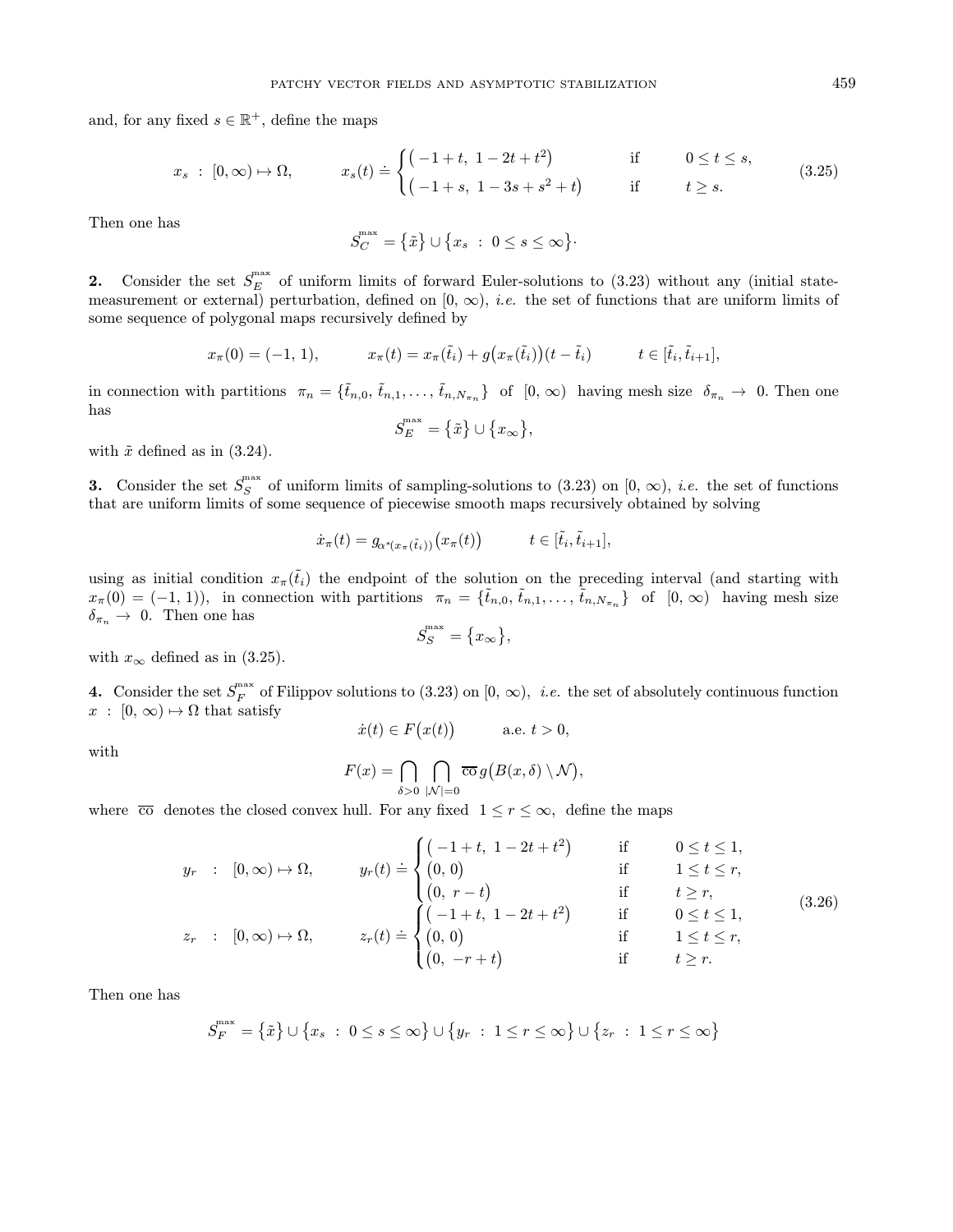and, for any fixed $s \in \mathbb{R}^+$, define the maps

$$
x_s \ : \ [0,\infty) \mapsto \Omega, \qquad\qquad x_s(t) \doteq \begin{cases} \big(-1+t,\ 1-2t+t^2\big) & \text{if} \qquad 0 \le t \le s, \\ \big(-1+s,\ 1-3s+s^2+t\big) & \text{if} \qquad t \ge s. \end{cases} \tag{3.25}
$$

Then one has

$$
S_C^{\max} = \big\{\tilde{x}\big\} \cup \big\{x_s \ : \ 0 \le s \le \infty\big\}\cdot
$$

**2.** Consider the set $S_E^{\max}$ of uniform limits of forward Euler-solutions to (3.23) without any (initial state-measurement or external) perturbation, defined on $[0,\infty)$, *i.e.* the set of functions that are uniform limits of some sequence of polygonal maps recursively defined by

$$
x_\pi(0) = (-1,1), \qquad\qquad x_\pi(t) = x_\pi(\tilde{t}_i) + g\big(x_\pi(\tilde{t}_i)\big)(t-\tilde{t}_i) \qquad\qquad t \in [\tilde{t}_i, \tilde{t}_{i+1}],
$$

in connection with partitions $\pi_n = \{\tilde{t}_{n,0},\, \tilde{t}_{n,1}, \ldots, \tilde{t}_{n,N_{\pi_n}}\}$ of $[0,\infty)$ having mesh size $\delta_{\pi_n} \to 0$. Then one has

$$
S_E^{\max} = \big\{\tilde{x}\big\} \cup \big\{x_\infty\big\},
$$

with $\tilde{x}$ defined as in (3.24).

**3.** Consider the set $S_S^{\max}$ of uniform limits of sampling-solutions to (3.23) on $[0,\infty)$, *i.e.* the set of functions that are uniform limits of some sequence of piecewise smooth maps recursively obtained by solving

$$
\dot{x}_\pi(t) = g_{\alpha^*(x_\pi(\tilde{t}_i))}\big(x_\pi(t)\big) \qquad\qquad t \in [\tilde{t}_i, \tilde{t}_{i+1}],
$$

using as initial condition $x_\pi(\tilde{t}_i)$ the endpoint of the solution on the preceding interval (and starting with $x_\pi(0) = (-1,1)$), in connection with partitions $\pi_n = \{\tilde{t}_{n,0},\, \tilde{t}_{n,1}, \ldots, \tilde{t}_{n,N_{\pi_n}}\}$ of $[0,\infty)$ having mesh size $\delta_{\pi_n} \to 0$. Then one has

$$
S_S^{\max} = \big\{x_\infty\big\},
$$

with $x_\infty$ defined as in (3.25).

**4.** Consider the set $S_F^{\max}$ of Filippov solutions to (3.23) on $[0,\infty)$, *i.e.* the set of absolutely continuous function $x \ : \ [0,\infty) \mapsto \Omega$ that satisfy

$$
\dot{x}(t) \in F\big(x(t)\big) \qquad\qquad \text{a.e. } t > 0,
$$

with

$$
F(x) = \bigcap_{\delta>0}\ \bigcap_{|\mathcal{N}|=0} \overline{\text{co}}\, g\big(B(x,\delta)\setminus\mathcal{N}\big),
$$

where $\overline{\text{co}}$ denotes the closed convex hull. For any fixed $1 \le r \le \infty$, define the maps

$$
\begin{aligned}
y_r \ &: \ [0,\infty) \mapsto \Omega, \qquad\qquad y_r(t) \doteq \begin{cases} \big(-1+t,\ 1-2t+t^2\big) & \text{if} \qquad 0 \le t \le 1, \\ \big(0,\ 0\big) & \text{if} \qquad 1 \le t \le r, \\ \big(0,\ r-t\big) & \text{if} \qquad t \ge r, \end{cases} \\
z_r \ &: \ [0,\infty) \mapsto \Omega, \qquad\qquad z_r(t) \doteq \begin{cases} \big(-1+t,\ 1-2t+t^2\big) & \text{if} \qquad 0 \le t \le 1, \\ \big(0,\ 0\big) & \text{if} \qquad 1 \le t \le r, \\ \big(0,\ -r+t\big) & \text{if} \qquad t \ge r. \end{cases}
\end{aligned} \tag{3.26}
$$

Then one has

$$
S_F^{\max} = \big\{\tilde{x}\big\} \cup \big\{x_s \ : \ 0 \le s \le \infty\big\} \cup \big\{y_r \ : \ 1 \le r \le \infty\big\} \cup \big\{z_r \ : \ 1 \le r \le \infty\big\}
$$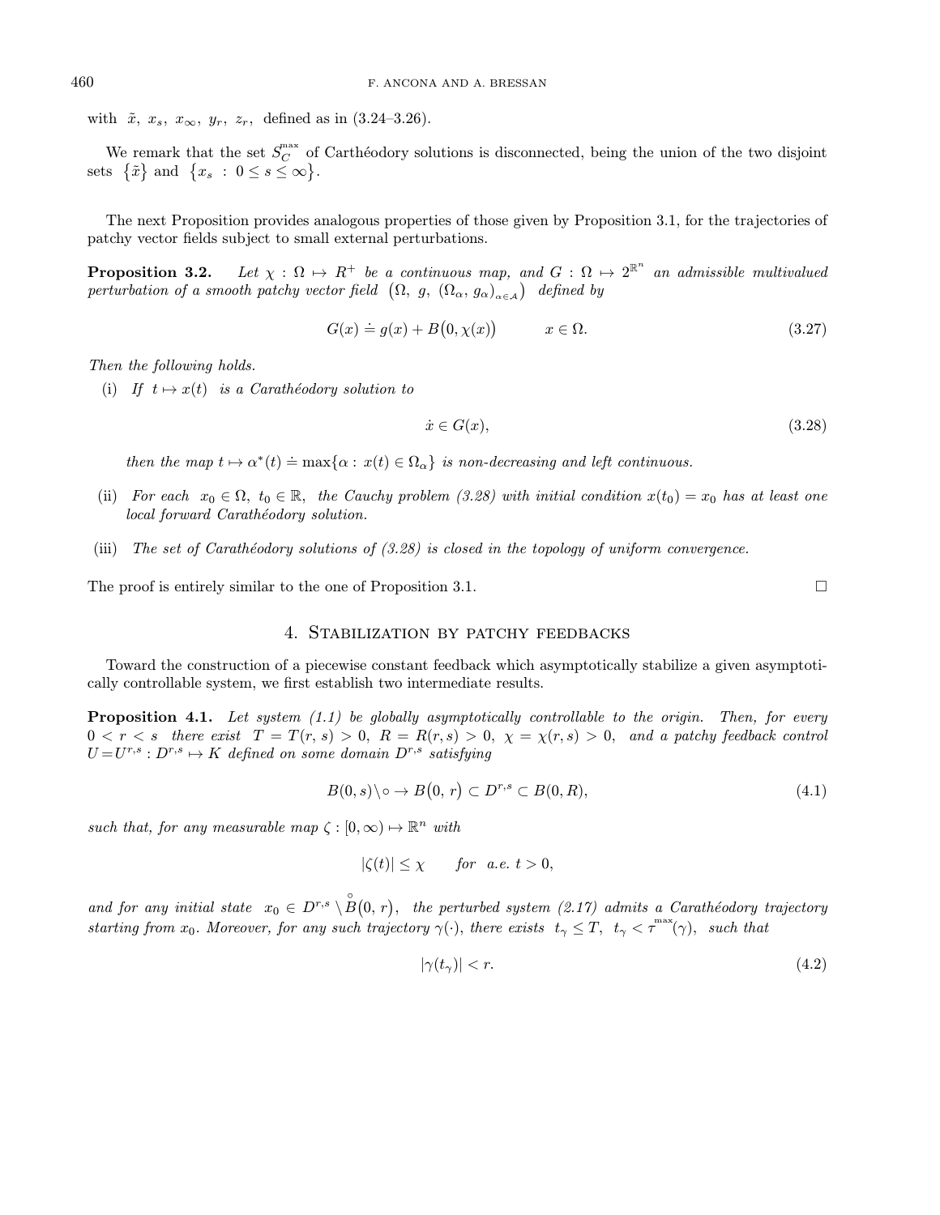with $\tilde{x},\ x_s,\ x_\infty,\ y_r,\ z_r,$ defined as in (3.24–3.26).

We remark that the set $S_C^{\max}$ of Carthéodory solutions is disconnected, being the union of the two disjoint sets $\{\tilde{x}\}$ and $\{x_s\ :\ 0 \le s \le \infty\}$.

The next Proposition provides analogous properties of those given by Proposition 3.1, for the trajectories of patchy vector fields subject to small external perturbations.

**Proposition 3.2.** *Let $\chi : \Omega \mapsto R^+$ be a continuous map, and $G : \Omega \mapsto 2^{\mathbb{R}^n}$ an admissible multivalued perturbation of a smooth patchy vector field $\big(\Omega,\ g,\ (\Omega_\alpha,\ g_\alpha)_{\alpha\in\mathcal{A}}\big)$ defined by*

$$G(x) \doteq g(x) + B\big(0, \chi(x)\big) \qquad x \in \Omega. \tag{3.27}$$

*Then the following holds.*

(i) *If $t \mapsto x(t)$ is a Carathéodory solution to*

$$\dot{x} \in G(x), \tag{3.28}$$

*then the map $t \mapsto \alpha^*(t) \doteq \max\{\alpha : x(t) \in \Omega_\alpha\}$ is non-decreasing and left continuous.*

(ii) *For each $x_0 \in \Omega,\ t_0 \in \mathbb{R},$ the Cauchy problem (3.28) with initial condition $x(t_0) = x_0$ has at least one local forward Carathéodory solution.*

(iii) *The set of Carathéodory solutions of (3.28) is closed in the topology of uniform convergence.*

The proof is entirely similar to the one of Proposition 3.1. □

## 4. Stabilization by patchy feedbacks

Toward the construction of a piecewise constant feedback which asymptotically stabilize a given asymptotically controllable system, we first establish two intermediate results.

**Proposition 4.1.** *Let system (1.1) be globally asymptotically controllable to the origin. Then, for every $0 < r < s$ there exist $T = T(r, s) > 0,\ R = R(r, s) > 0,\ \chi = \chi(r, s) > 0,$ and a patchy feedback control $U = U^{r,s} : D^{r,s} \mapsto K$ defined on some domain $D^{r,s}$ satisfying*

$$B(0, s)\setminus\circ \to B\big(0,\ r\big) \subset D^{r,s} \subset B(0, R), \tag{4.1}$$

*such that, for any measurable map $\zeta : [0, \infty) \mapsto \mathbb{R}^n$ with*

$$|\zeta(t)| \le \chi \qquad \textit{for a.e. } t > 0,$$

*and for any initial state $x_0 \in D^{r,s} \setminus \overset{\circ}{B}\big(0,\ r\big),$ the perturbed system (2.17) admits a Carathéodory trajectory starting from $x_0$. Moreover, for any such trajectory $\gamma(\cdot)$, there exists $t_\gamma \le T,\ t_\gamma < \tau^{\max}(\gamma),$ such that*

$$|\gamma(t_\gamma)| < r. \tag{4.2}$$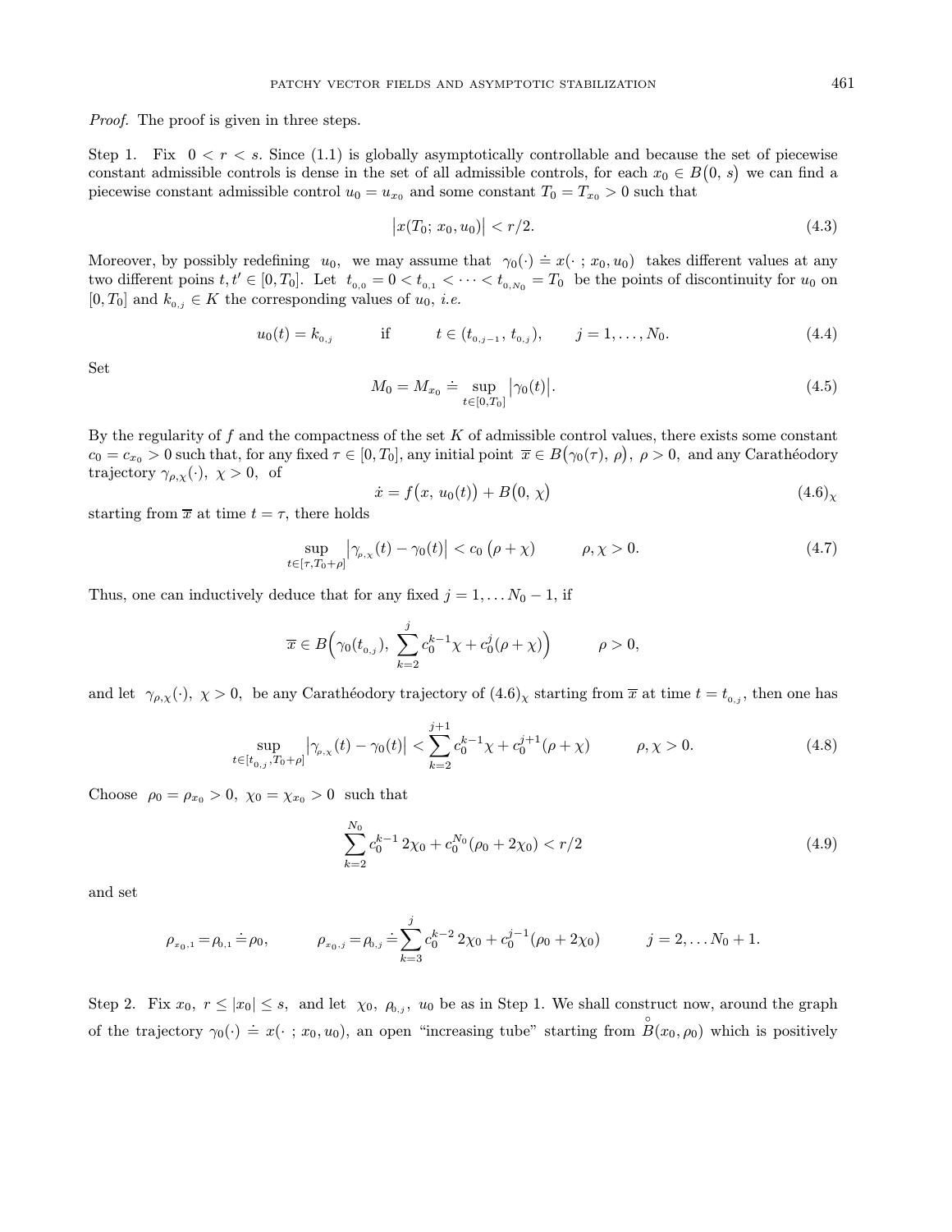*Proof.* The proof is given in three steps.

Step 1. Fix $0 < r < s$. Since (1.1) is globally asymptotically controllable and because the set of piecewise constant admissible controls is dense in the set of all admissible controls, for each $x_0 \in B\big(0,\, s\big)$ we can find a piecewise constant admissible control $u_0 = u_{x_0}$ and some constant $T_0 = T_{x_0} > 0$ such that

$$\big|x(T_0;\, x_0, u_0)\big| < r/2. \tag{4.3}$$

Moreover, by possibly redefining $u_0$, we may assume that $\gamma_0(\cdot) \doteq x(\cdot\ ; x_0, u_0)$ takes different values at any two different poins $t, t' \in [0, T_0]$. Let $t_{0,0} = 0 < t_{0,1} < \cdots < t_{0,N_0} = T_0$ be the points of discontinuity for $u_0$ on $[0, T_0]$ and $k_{0,j} \in K$ the corresponding values of $u_0$, *i.e.*

$$u_0(t) = k_{0,j} \qquad \text{if} \qquad t \in (t_{0,j-1},\, t_{0,j}), \qquad j = 1, \ldots, N_0. \tag{4.4}$$

Set

$$M_0 = M_{x_0} \doteq \sup_{t\in[0,T_0]} \big|\gamma_0(t)\big|. \tag{4.5}$$

By the regularity of $f$ and the compactness of the set $K$ of admissible control values, there exists some constant $c_0 = c_{x_0} > 0$ such that, for any fixed $\tau \in [0, T_0]$, any initial point $\overline{x} \in B\big(\gamma_0(\tau),\, \rho\big)$, $\rho > 0$, and any Carathéodory trajectory $\gamma_{\rho,\chi}(\cdot)$, $\chi > 0$, of

$$\dot{x} = f\big(x,\, u_0(t)\big) + B\big(0,\, \chi\big) \tag{4.6$_\chi$}$$

starting from $\overline{x}$ at time $t = \tau$, there holds

$$\sup_{t\in[\tau, T_0+\rho]} \big|\gamma_{\rho,\chi}(t) - \gamma_0(t)\big| < c_0\,(\rho + \chi) \qquad\qquad \rho, \chi > 0. \tag{4.7}$$

Thus, one can inductively deduce that for any fixed $j = 1, \ldots N_0 - 1$, if

$$\overline{x} \in B\Big(\gamma_0(t_{0,j}),\ \sum_{k=2}^{j} c_0^{k-1}\chi + c_0^{j}(\rho + \chi)\Big) \qquad\qquad \rho > 0,$$

and let $\gamma_{\rho,\chi}(\cdot)$, $\chi > 0$, be any Carathéodory trajectory of (4.6)$_\chi$ starting from $\overline{x}$ at time $t = t_{0,j}$, then one has

$$\sup_{t\in[t_{0,j}, T_0+\rho]} \big|\gamma_{\rho,\chi}(t) - \gamma_0(t)\big| < \sum_{k=2}^{j+1} c_0^{k-1}\chi + c_0^{j+1}(\rho + \chi) \qquad\qquad \rho, \chi > 0. \tag{4.8}$$

Choose $\rho_0 = \rho_{x_0} > 0$, $\chi_0 = \chi_{x_0} > 0$ such that

$$\sum_{k=2}^{N_0} c_0^{k-1}\, 2\chi_0 + c_0^{N_0}(\rho_0 + 2\chi_0) < r/2 \tag{4.9}$$

and set

$$\rho_{x_0,1} = \rho_{0,1} \doteq \rho_0, \qquad\qquad \rho_{x_0,j} = \rho_{0,j} \doteq \sum_{k=3}^{j} c_0^{k-2}\, 2\chi_0 + c_0^{j-1}(\rho_0 + 2\chi_0) \qquad\qquad j = 2, \ldots N_0 + 1.$$

Step 2. Fix $x_0$, $r \le |x_0| \le s$, and let $\chi_0$, $\rho_{0,j}$, $u_0$ be as in Step 1. We shall construct now, around the graph of the trajectory $\gamma_0(\cdot) \doteq x(\cdot\ ; x_0, u_0)$, an open "increasing tube" starting from $\overset{\circ}{B}(x_0, \rho_0)$ which is positively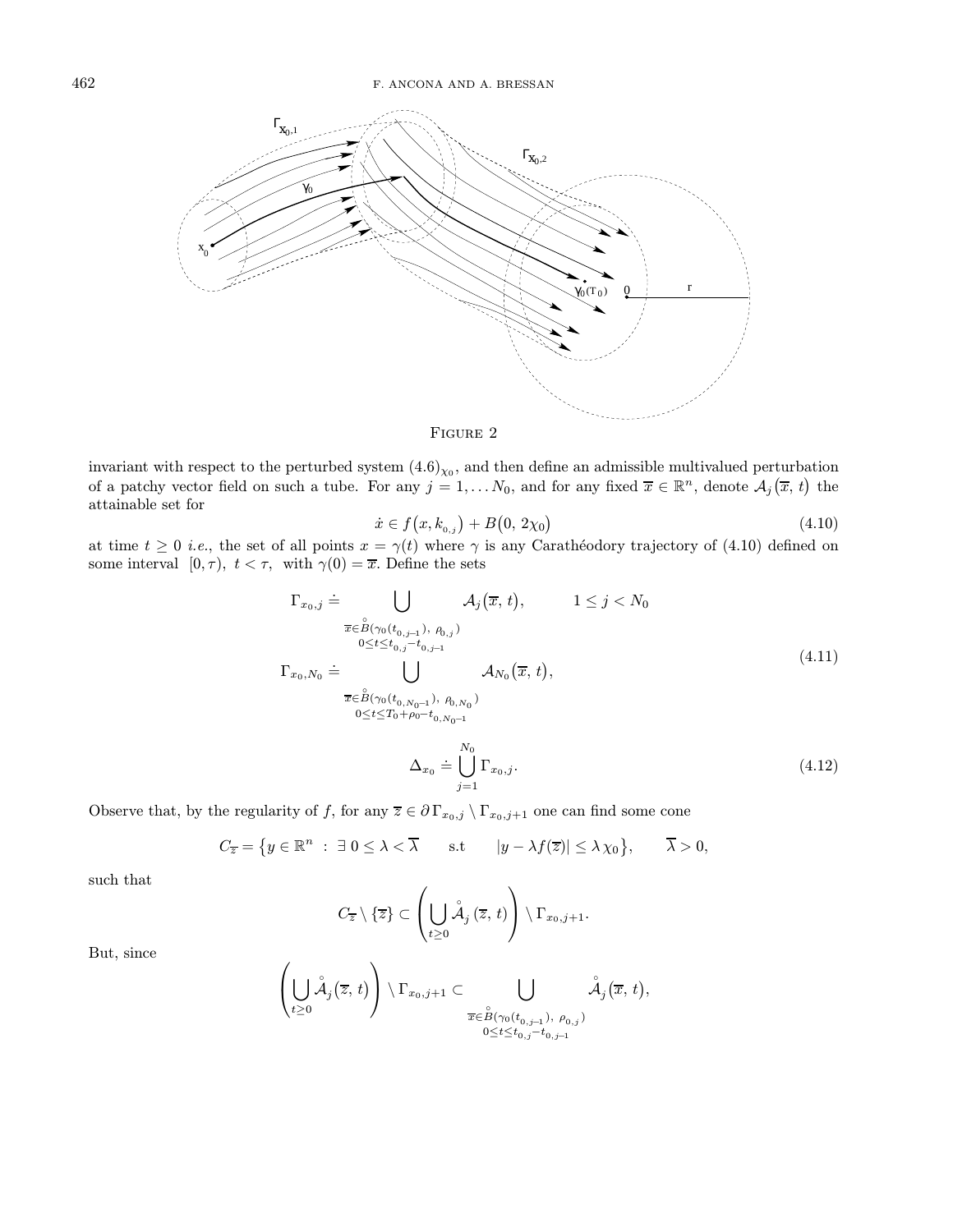FIGURE 2

invariant with respect to the perturbed system $(4.6)_{\chi_0}$, and then define an admissible multivalued perturbation of a patchy vector field on such a tube. For any $j = 1, \dots N_0$, and for any fixed $\overline{x} \in \mathbb{R}^n$, denote $\mathcal{A}_j(\overline{x}, t)$ the attainable set for

$$\dot{x} \in f(x, k_{0,j}) + B(0, 2\chi_0) \tag{4.10}$$

at time $t \geq 0$ *i.e.*, the set of all points $x = \gamma(t)$ where $\gamma$ is any Carathéodory trajectory of (4.10) defined on some interval $[0, \tau)$, $t < \tau$, with $\gamma(0) = \overline{x}$. Define the sets

$$\begin{aligned}
\Gamma_{x_0, j} &\doteq \bigcup_{\substack{\overline{x} \in \mathring{B}(\gamma_0(t_{0,j-1}),\ \rho_{0,j}) \\ 0 \leq t \leq t_{0,j} - t_{0,j-1}}} \mathcal{A}_j(\overline{x}, t), \qquad 1 \leq j < N_0 \\
\Gamma_{x_0, N_0} &\doteq \bigcup_{\substack{\overline{x} \in \mathring{B}(\gamma_0(t_{0,N_0-1}),\ \rho_{0,N_0}) \\ 0 \leq t \leq T_0 + \rho_0 - t_{0,N_0-1}}} \mathcal{A}_{N_0}(\overline{x}, t),
\end{aligned} \tag{4.11}$$

$$\Delta_{x_0} \doteq \bigcup_{j=1}^{N_0} \Gamma_{x_0, j}. \tag{4.12}$$

Observe that, by the regularity of $f$, for any $\overline{z} \in \partial\,\Gamma_{x_0,j} \setminus \Gamma_{x_0,j+1}$ one can find some cone

$$C_{\overline{z}} = \left\{ y \in \mathbb{R}^n \ : \ \exists\ 0 \leq \lambda < \overline{\lambda} \qquad \text{s.t} \qquad |y - \lambda f(\overline{z})| \leq \lambda\, \chi_0 \right\}, \qquad \overline{\lambda} > 0,$$

such that

$$C_{\overline{z}} \setminus \{\overline{z}\} \subset \left( \bigcup_{t \geq 0} \mathring{\mathcal{A}}_j(\overline{z}, t) \right) \setminus \Gamma_{x_0, j+1}.$$

But, since

$$\left( \bigcup_{t \geq 0} \mathring{\mathcal{A}}_j(\overline{z}, t) \right) \setminus \Gamma_{x_0, j+1} \subset \bigcup_{\substack{\overline{x} \in \mathring{B}(\gamma_0(t_{0,j-1}),\ \rho_{0,j}) \\ 0 \leq t \leq t_{0,j} - t_{0,j-1}}} \mathring{\mathcal{A}}_j(\overline{x}, t),$$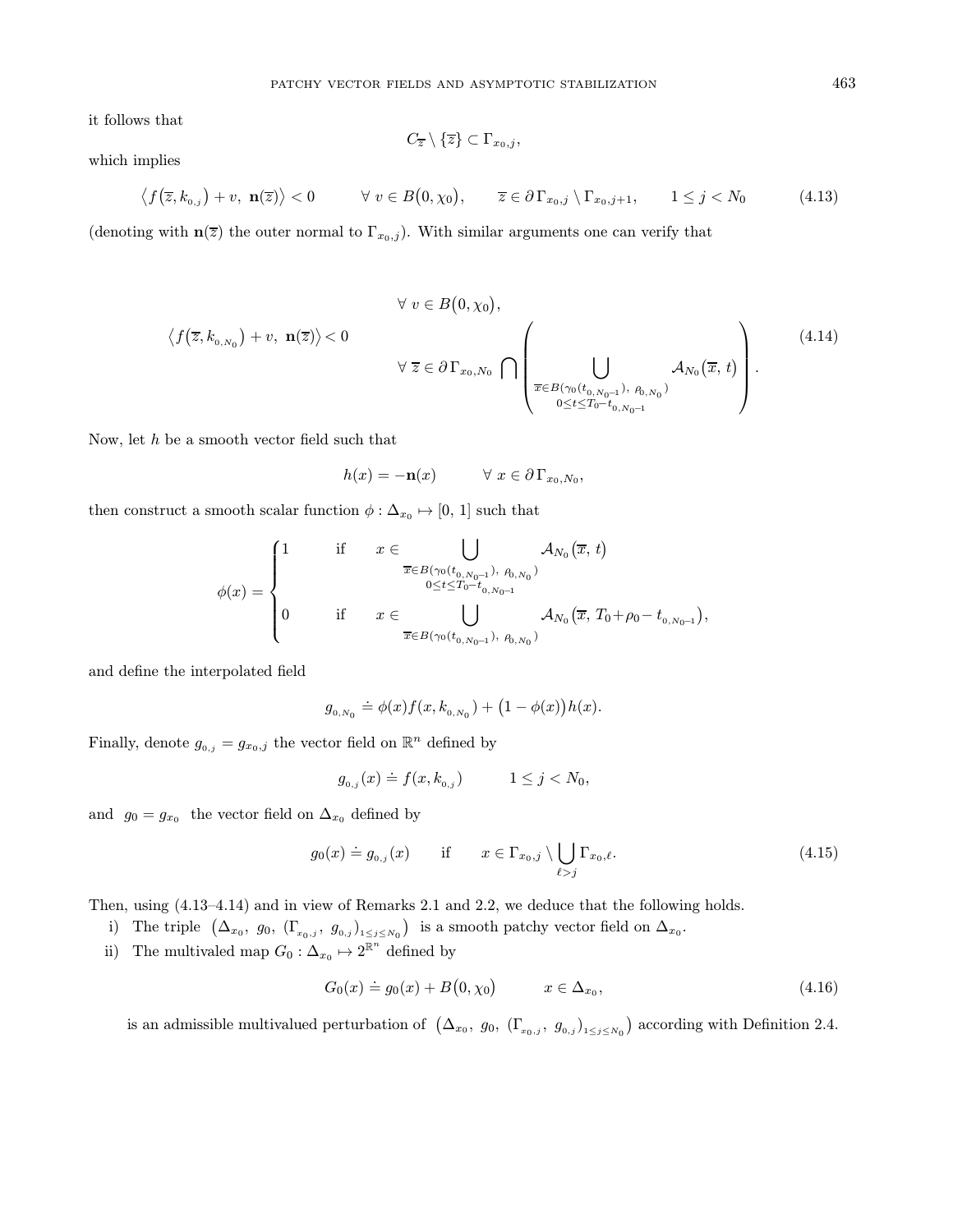it follows that

$$C_{\overline{z}} \setminus \{\overline{z}\} \subset \Gamma_{x_0,j},$$

which implies

$$\big\langle f\big(\overline{z}, k_{0,j}\big) + v,\ \mathbf{n}(\overline{z})\big\rangle < 0 \qquad \forall\ v \in B\big(0, \chi_0\big), \qquad \overline{z} \in \partial\,\Gamma_{x_0,j} \setminus \Gamma_{x_0,j+1}, \qquad 1 \leq j < N_0 \tag{4.13}$$

(denoting with $\mathbf{n}(\overline{z})$ the outer normal to $\Gamma_{x_0,j}$). With similar arguments one can verify that

$$\big\langle f\big(\overline{z}, k_{0,N_0}\big) + v,\ \mathbf{n}(\overline{z})\big\rangle < 0 \qquad \begin{array}{l} \forall\ v \in B\big(0, \chi_0\big), \\[2ex] \forall\ \overline{z} \in \partial\,\Gamma_{x_0,N_0} \bigcap \left( \displaystyle\bigcup_{\substack{\overline{x} \in B(\gamma_0(t_{0,N_0-1}),\ \rho_{0,N_0}) \\ 0 \leq t \leq T_0 - t_{0,N_0-1}}} \mathcal{A}_{N_0}\big(\overline{x}, t\big) \right). \end{array} \tag{4.14}$$

Now, let $h$ be a smooth vector field such that

$$h(x) = -\mathbf{n}(x) \qquad \forall\ x \in \partial\,\Gamma_{x_0,N_0},$$

then construct a smooth scalar function $\phi : \Delta_{x_0} \mapsto [0,\,1]$ such that

$$\phi(x) = \begin{cases} 1 & \text{if} \quad x \in \displaystyle\bigcup_{\substack{\overline{x} \in B(\gamma_0(t_{0,N_0-1}),\ \rho_{0,N_0}) \\ 0 \leq t \leq T_0 - t_{0,N_0-1}}} \mathcal{A}_{N_0}\big(\overline{x}, t\big) \\[4ex] 0 & \text{if} \quad x \in \displaystyle\bigcup_{\overline{x} \in B(\gamma_0(t_{0,N_0-1}),\ \rho_{0,N_0})} \mathcal{A}_{N_0}\big(\overline{x}, T_0 + \rho_0 - t_{0,N_0-1}\big), \end{cases}$$

and define the interpolated field

$$g_{0,N_0} \doteq \phi(x) f(x, k_{0,N_0}) + \big(1 - \phi(x)\big) h(x).$$

Finally, denote $g_{0,j} = g_{x_0,j}$ the vector field on $\mathbb{R}^n$ defined by

$$g_{0,j}(x) \doteq f(x, k_{0,j}) \qquad 1 \leq j < N_0,$$

and $g_0 = g_{x_0}$ the vector field on $\Delta_{x_0}$ defined by

$$g_0(x) \doteq g_{0,j}(x) \qquad \text{if} \qquad x \in \Gamma_{x_0,j} \setminus \bigcup_{\ell > j} \Gamma_{x_0,\ell}. \tag{4.15}$$

Then, using (4.13–4.14) and in view of Remarks 2.1 and 2.2, we deduce that the following holds.

i) The triple $\big(\Delta_{x_0},\ g_0,\ (\Gamma_{x_0,j},\ g_{0,j})_{1 \leq j \leq N_0}\big)$ is a smooth patchy vector field on $\Delta_{x_0}$.

ii) The multivaled map $G_0 : \Delta_{x_0} \mapsto 2^{\mathbb{R}^n}$ defined by

$$G_0(x) \doteq g_0(x) + B\big(0, \chi_0\big) \qquad x \in \Delta_{x_0}, \tag{4.16}$$

is an admissible multivalued perturbation of $\big(\Delta_{x_0},\ g_0,\ (\Gamma_{x_0,j},\ g_{0,j})_{1 \leq j \leq N_0}\big)$ according with Definition 2.4.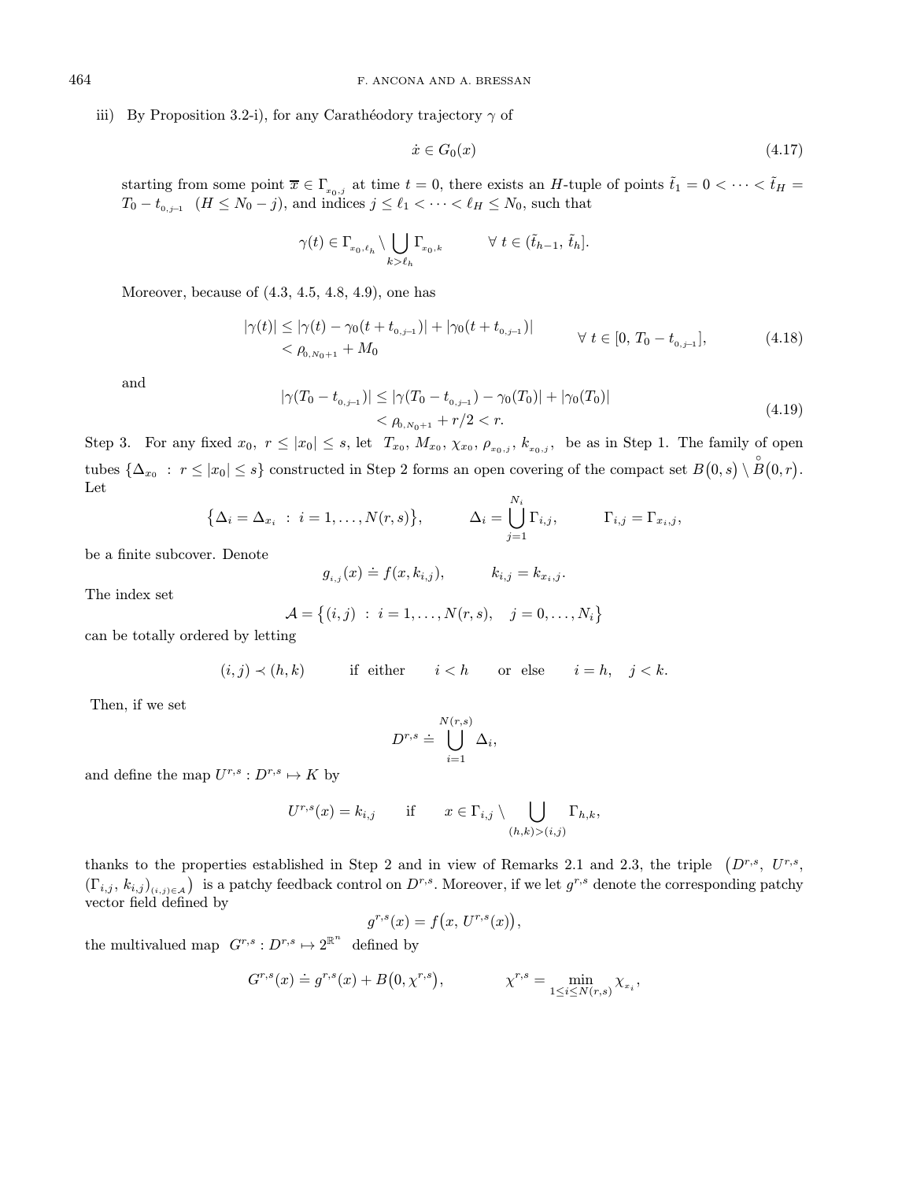iii) By Proposition 3.2-i), for any Carathéodory trajectory $\gamma$ of

$$\dot{x} \in G_0(x) \tag{4.17}$$

starting from some point $\overline{x} \in \Gamma_{x_0,j}$ at time $t = 0$, there exists an $H$-tuple of points $\tilde{t}_1 = 0 < \cdots < \tilde{t}_H = T_0 - t_{0,j-1}$ $(H \leq N_0 - j)$, and indices $j \leq \ell_1 < \cdots < \ell_H \leq N_0$, such that

$$\gamma(t) \in \Gamma_{x_0,\ell_h} \setminus \bigcup_{k > \ell_h} \Gamma_{x_0,k} \qquad \forall\, t \in (\tilde{t}_{h-1},\, \tilde{t}_h].$$

Moreover, because of (4.3, 4.5, 4.8, 4.9), one has

$$\begin{aligned} |\gamma(t)| &\leq |\gamma(t) - \gamma_0(t + t_{0,j-1})| + |\gamma_0(t + t_{0,j-1})| \\ &< \rho_{0,N_0+1} + M_0 \end{aligned} \qquad \forall\, t \in [0,\, T_0 - t_{0,j-1}], \tag{4.18}$$

and

$$\begin{aligned} |\gamma(T_0 - t_{0,j-1})| &\leq |\gamma(T_0 - t_{0,j-1}) - \gamma_0(T_0)| + |\gamma_0(T_0)| \\ &< \rho_{0,N_0+1} + r/2 < r. \end{aligned} \tag{4.19}$$

Step 3. For any fixed $x_0$, $r \leq |x_0| \leq s$, let $T_{x_0}$, $M_{x_0}$, $\chi_{x_0}$, $\rho_{x_0,j}$, $k_{x_0,j}$, be as in Step 1. The family of open tubes $\{\Delta_{x_0} \;:\; r \leq |x_0| \leq s\}$ constructed in Step 2 forms an open covering of the compact set $B(0,s) \setminus \overset{\circ}{B}(0,r)$. Let

$$\bigl\{\Delta_i = \Delta_{x_i} \;:\; i = 1, \ldots, N(r,s)\bigr\}, \qquad \Delta_i = \bigcup_{j=1}^{N_i} \Gamma_{i,j}, \qquad \Gamma_{i,j} = \Gamma_{x_i,j},$$

be a finite subcover. Denote

$$g_{i,j}(x) \doteq f(x, k_{i,j}), \qquad k_{i,j} = k_{x_i,j}.$$

The index set

$$\mathcal{A} = \bigl\{(i,j) \;:\; i = 1, \ldots, N(r,s), \quad j = 0, \ldots, N_i\bigr\}$$

can be totally ordered by letting

$$(i,j) \prec (h,k) \qquad \text{if either} \qquad i < h \qquad \text{or else} \qquad i = h, \quad j < k.$$

Then, if we set

$$D^{r,s} \doteq \bigcup_{i=1}^{N(r,s)} \Delta_i,$$

and define the map $U^{r,s} : D^{r,s} \mapsto K$ by

$$U^{r,s}(x) = k_{i,j} \qquad \text{if} \qquad x \in \Gamma_{i,j} \setminus \bigcup_{(h,k) > (i,j)} \Gamma_{h,k},$$

thanks to the properties established in Step 2 and in view of Remarks 2.1 and 2.3, the triple $\bigl(D^{r,s},\ U^{r,s},\ (\Gamma_{i,j},\, k_{i,j})_{(i,j)\in\mathcal{A}}\bigr)$ is a patchy feedback control on $D^{r,s}$. Moreover, if we let $g^{r,s}$ denote the corresponding patchy vector field defined by

$$g^{r,s}(x) = f\bigl(x,\, U^{r,s}(x)\bigr),$$

the multivalued map $G^{r,s} : D^{r,s} \mapsto 2^{\mathbb{R}^n}$ defined by

$$G^{r,s}(x) \doteq g^{r,s}(x) + B\bigl(0, \chi^{r,s}\bigr), \qquad \chi^{r,s} = \min_{1 \leq i \leq N(r,s)} \chi_{x_i},$$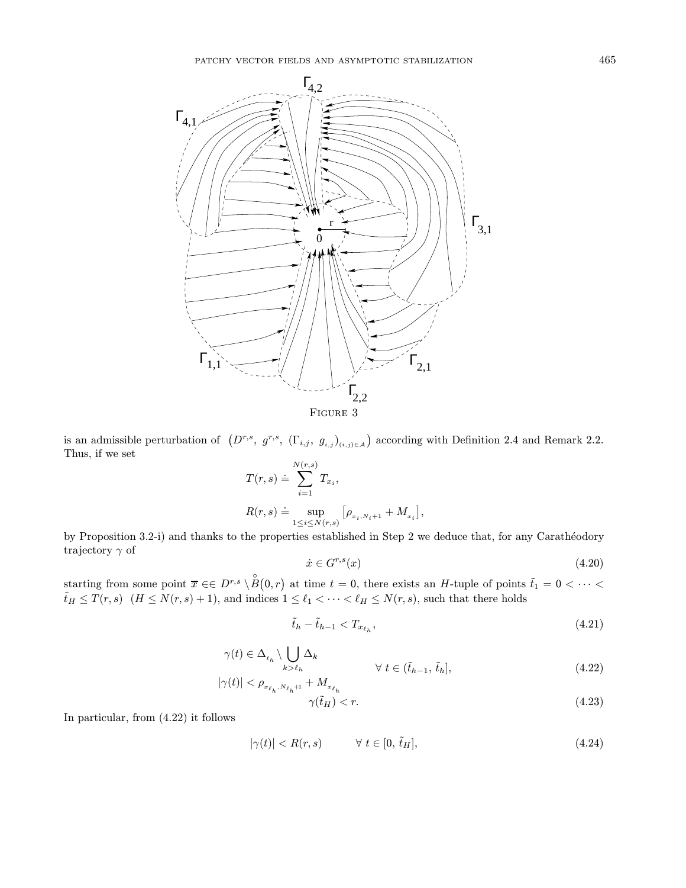FIGURE 3

is an admissible perturbation of $\left(D^{r,s},\ g^{r,s},\ (\Gamma_{i,j},\ g_{i,j})_{(i,j)\in\mathcal{A}}\right)$ according with Definition 2.4 and Remark 2.2. Thus, if we set

$$T(r,s) \doteq \sum_{i=1}^{N(r,s)} T_{x_i},$$

$$R(r,s) \doteq \sup_{1\leq i\leq N(r,s)} \left[\rho_{x_i,N_i+1} + M_{x_i}\right],$$

by Proposition 3.2-i) and thanks to the properties established in Step 2 we deduce that, for any Carathéodory trajectory $\gamma$ of

$$\dot{x} \in G^{r,s}(x) \tag{4.20}$$

starting from some point $\overline{x} \in\in D^{r,s} \setminus \overset{\circ}{B}(0,r)$ at time $t=0$, there exists an $H$-tuple of points $\tilde{t}_1 = 0 < \cdots < \tilde{t}_H \leq T(r,s)$ $(H \leq N(r,s)+1)$, and indices $1 \leq \ell_1 < \cdots < \ell_H \leq N(r,s)$, such that there holds

$$\tilde{t}_h - \tilde{t}_{h-1} < T_{x_{\ell_h}}, \tag{4.21}$$

$$\left.\begin{aligned} &\gamma(t) \in \Delta_{\ell_h} \setminus \bigcup_{k>\ell_h} \Delta_k \\ &|\gamma(t)| < \rho_{x_{\ell_h},N_{\ell_h}+1} + M_{x_{\ell_h}} \end{aligned}\right. \qquad \forall\ t \in (\tilde{t}_{h-1},\ \tilde{t}_h], \tag{4.22}$$

$$\gamma(\tilde{t}_H) < r. \tag{4.23}$$

In particular, from (4.22) it follows

$$|\gamma(t)| < R(r,s) \qquad \forall\ t \in [0,\ \tilde{t}_H], \tag{4.24}$$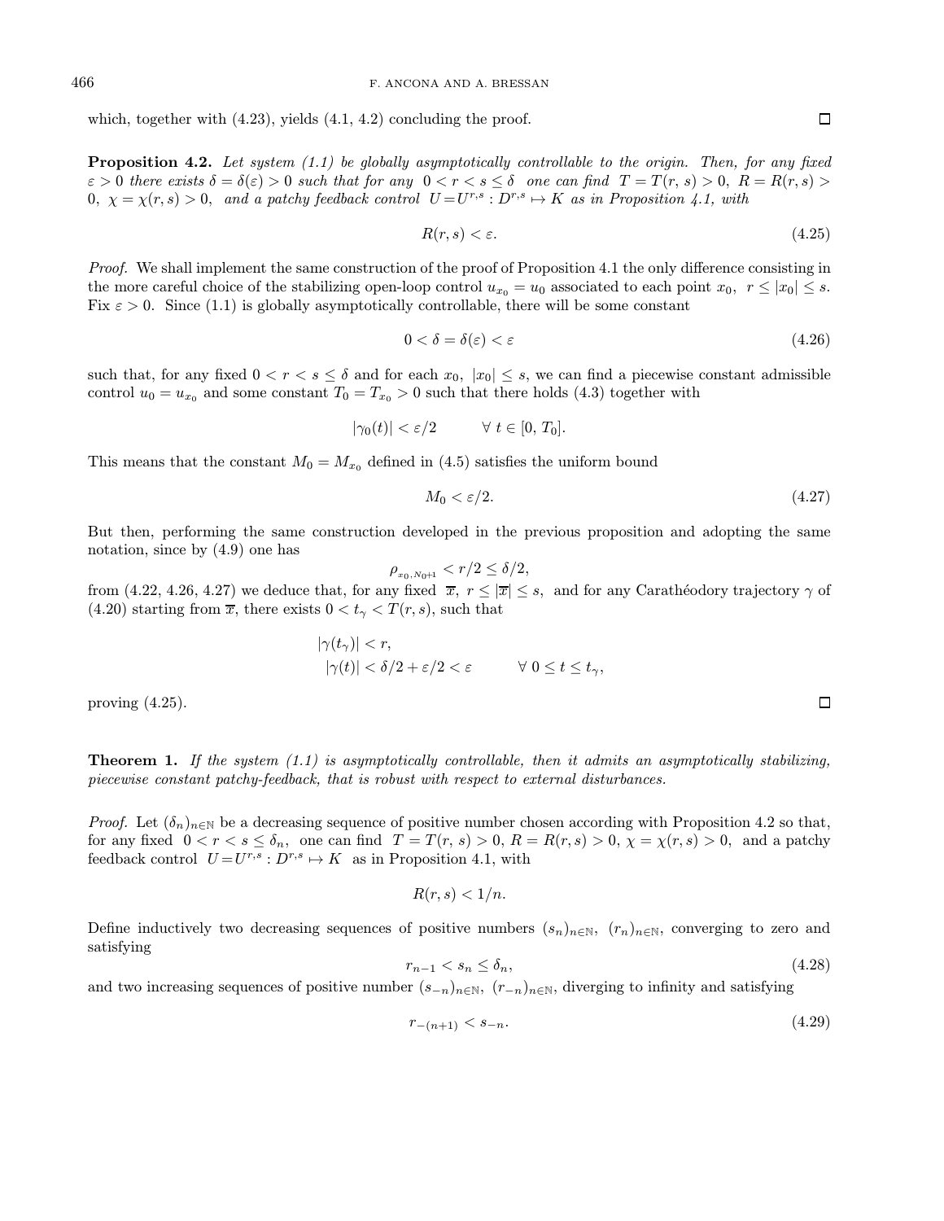which, together with (4.23), yields (4.1, 4.2) concluding the proof. □

**Proposition 4.2.** *Let system (1.1) be globally asymptotically controllable to the origin. Then, for any fixed $\varepsilon > 0$ there exists $\delta = \delta(\varepsilon) > 0$ such that for any $0 < r < s \leq \delta$ one can find $T = T(r, s) > 0$, $R = R(r, s) > 0$, $\chi = \chi(r, s) > 0$, and a patchy feedback control $U = U^{r,s} : D^{r,s} \mapsto K$ as in Proposition 4.1, with*

$$R(r, s) < \varepsilon. \tag{4.25}$$

*Proof.* We shall implement the same construction of the proof of Proposition 4.1 the only difference consisting in the more careful choice of the stabilizing open-loop control $u_{x_0} = u_0$ associated to each point $x_0$, $r \leq |x_0| \leq s$. Fix $\varepsilon > 0$. Since (1.1) is globally asymptotically controllable, there will be some constant

$$0 < \delta = \delta(\varepsilon) < \varepsilon \tag{4.26}$$

such that, for any fixed $0 < r < s \leq \delta$ and for each $x_0$, $|x_0| \leq s$, we can find a piecewise constant admissible control $u_0 = u_{x_0}$ and some constant $T_0 = T_{x_0} > 0$ such that there holds (4.3) together with

$$|\gamma_0(t)| < \varepsilon/2 \qquad \forall\, t \in [0, T_0].$$

This means that the constant $M_0 = M_{x_0}$ defined in (4.5) satisfies the uniform bound

$$M_0 < \varepsilon/2. \tag{4.27}$$

But then, performing the same construction developed in the previous proposition and adopting the same notation, since by (4.9) one has

$$\rho_{x_0, N_0+1} < r/2 \leq \delta/2,$$

from (4.22, 4.26, 4.27) we deduce that, for any fixed $\overline{x}$, $r \leq |\overline{x}| \leq s$, and for any Carathéodory trajectory $\gamma$ of (4.20) starting from $\overline{x}$, there exists $0 < t_\gamma < T(r, s)$, such that

$$|\gamma(t_\gamma)| < r,$$
$$|\gamma(t)| < \delta/2 + \varepsilon/2 < \varepsilon \qquad \forall\, 0 \leq t \leq t_\gamma,$$

proving (4.25). □

**Theorem 1.** *If the system (1.1) is asymptotically controllable, then it admits an asymptotically stabilizing, piecewise constant patchy-feedback, that is robust with respect to external disturbances.*

*Proof.* Let $(\delta_n)_{n \in \mathbb{N}}$ be a decreasing sequence of positive number chosen according with Proposition 4.2 so that, for any fixed $0 < r < s \leq \delta_n$, one can find $T = T(r, s) > 0$, $R = R(r, s) > 0$, $\chi = \chi(r, s) > 0$, and a patchy feedback control $U = U^{r,s} : D^{r,s} \mapsto K$ as in Proposition 4.1, with

$$R(r, s) < 1/n.$$

Define inductively two decreasing sequences of positive numbers $(s_n)_{n \in \mathbb{N}}$, $(r_n)_{n \in \mathbb{N}}$, converging to zero and satisfying

$$r_{n-1} < s_n \leq \delta_n, \tag{4.28}$$

and two increasing sequences of positive number $(s_{-n})_{n \in \mathbb{N}}$, $(r_{-n})_{n \in \mathbb{N}}$, diverging to infinity and satisfying

$$r_{-(n+1)} < s_{-n}. \tag{4.29}$$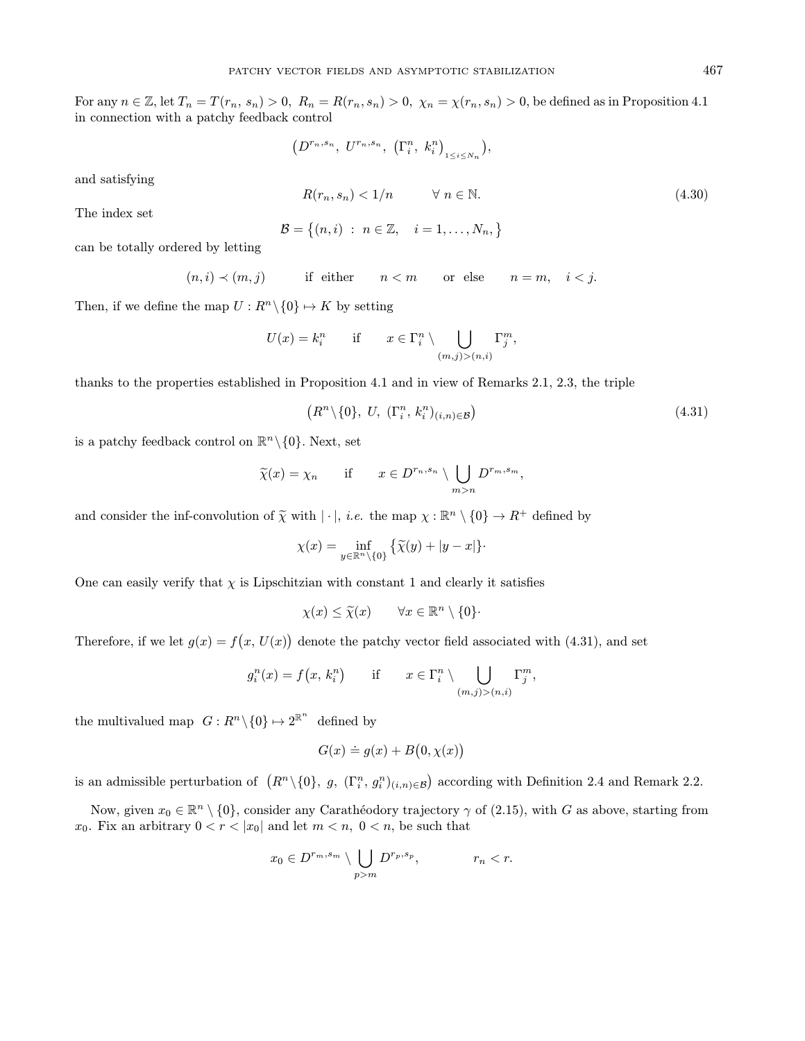For any $n \in \mathbb{Z}$, let $T_n = T(r_n, s_n) > 0$, $R_n = R(r_n, s_n) > 0$, $\chi_n = \chi(r_n, s_n) > 0$, be defined as in Proposition 4.1 in connection with a patchy feedback control

$$\big(D^{r_n, s_n},\ U^{r_n, s_n},\ \big(\Gamma_i^n,\ k_i^n\big)_{1 \le i \le N_n}\big),$$

and satisfying

$$R(r_n, s_n) < 1/n \qquad \forall\ n \in \mathbb{N}. \tag{4.30}$$

The index set

$$\mathcal{B} = \big\{(n, i)\ :\ n \in \mathbb{Z}, \quad i = 1, \ldots, N_n, \big\}$$

can be totally ordered by letting

$$(n, i) \prec (m, j) \qquad \text{if either} \qquad n < m \qquad \text{or else} \qquad n = m, \quad i < j.$$

Then, if we define the map $U : R^n \backslash \{0\} \mapsto K$ by setting

$$U(x) = k_i^n \qquad \text{if} \qquad x \in \Gamma_i^n \setminus \bigcup_{(m,j) > (n,i)} \Gamma_j^m,$$

thanks to the properties established in Proposition 4.1 and in view of Remarks 2.1, 2.3, the triple

$$\big(R^n \backslash \{0\},\ U,\ (\Gamma_i^n,\ k_i^n)_{(i,n) \in \mathcal{B}}\big) \tag{4.31}$$

is a patchy feedback control on $\mathbb{R}^n \backslash \{0\}$. Next, set

$$\widetilde{\chi}(x) = \chi_n \qquad \text{if} \qquad x \in D^{r_n, s_n} \setminus \bigcup_{m > n} D^{r_m, s_m},$$

and consider the inf-convolution of $\widetilde{\chi}$ with $|\cdot|$, *i.e.* the map $\chi : \mathbb{R}^n \setminus \{0\} \to R^+$ defined by

$$\chi(x) = \inf_{y \in \mathbb{R}^n \setminus \{0\}} \big\{\widetilde{\chi}(y) + |y - x|\big\}\cdot$$

One can easily verify that $\chi$ is Lipschitzian with constant 1 and clearly it satisfies

$$\chi(x) \le \widetilde{\chi}(x) \qquad \forall x \in \mathbb{R}^n \setminus \{0\}\cdot$$

Therefore, if we let $g(x) = f\big(x, U(x)\big)$ denote the patchy vector field associated with (4.31), and set

$$g_i^n(x) = f\big(x,\ k_i^n\big) \qquad \text{if} \qquad x \in \Gamma_i^n \setminus \bigcup_{(m,j) > (n,i)} \Gamma_j^m,$$

the multivalued map $G : R^n \backslash \{0\} \mapsto 2^{\mathbb{R}^n}$ defined by

$$G(x) \doteq g(x) + B\big(0, \chi(x)\big)$$

is an admissible perturbation of $\big(R^n \backslash \{0\},\ g,\ (\Gamma_i^n,\ g_i^n)_{(i,n) \in \mathcal{B}}\big)$ according with Definition 2.4 and Remark 2.2.

Now, given $x_0 \in \mathbb{R}^n \setminus \{0\}$, consider any Carathéodory trajectory $\gamma$ of (2.15), with $G$ as above, starting from $x_0$. Fix an arbitrary $0 < r < |x_0|$ and let $m < n$, $0 < n$, be such that

$$x_0 \in D^{r_m, s_m} \setminus \bigcup_{p > m} D^{r_p, s_p}, \qquad\qquad r_n < r.$$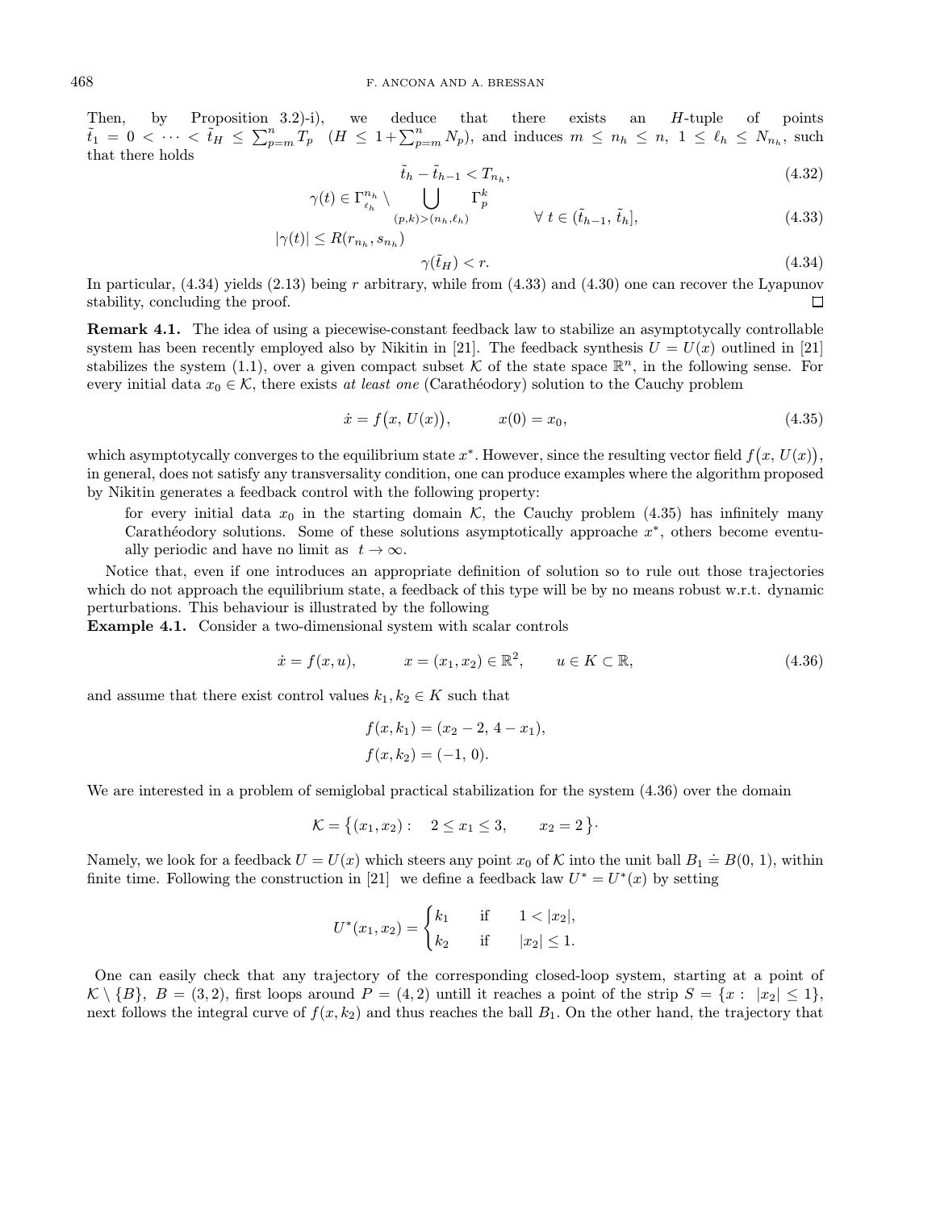Then, by Proposition 3.2)-i), we deduce that there exists an $H$-tuple of points $\tilde{t}_1 = 0 < \cdots < \tilde{t}_H \leq \sum_{p=m}^{n} T_p$ $(H \leq 1+\sum_{p=m}^{n} N_p)$, and induces $m \leq n_h \leq n$, $1 \leq \ell_h \leq N_{n_h}$, such that there holds

$$
\tilde{t}_h - \tilde{t}_{h-1} < T_{n_h}, \tag{4.32}
$$

$$
\left.\begin{array}{l}\gamma(t) \in \Gamma^{n_h}_{\ell_h} \setminus \displaystyle\bigcup_{(p,k)>(n_h,\ell_h)} \Gamma^k_p \\ |\gamma(t)| \leq R(r_{n_h}, s_{n_h})\end{array}\right. \qquad \forall\ t \in (\tilde{t}_{h-1},\, \tilde{t}_h], \tag{4.33}
$$

$$
\gamma(\tilde{t}_H) < r. \tag{4.34}
$$

In particular, (4.34) yields (2.13) being $r$ arbitrary, while from (4.33) and (4.30) one can recover the Lyapunov stability, concluding the proof. □

**Remark 4.1.** The idea of using a piecewise-constant feedback law to stabilize an asymptotycally controllable system has been recently employed also by Nikitin in [21]. The feedback synthesis $U = U(x)$ outlined in [21] stabilizes the system (1.1), over a given compact subset $\mathcal{K}$ of the state space $\mathbb{R}^n$, in the following sense. For every initial data $x_0 \in \mathcal{K}$, there exists *at least one* (Carathéodory) solution to the Cauchy problem

$$
\dot{x} = f\big(x,\, U(x)\big), \qquad x(0) = x_0, \tag{4.35}
$$

which asymptotycally converges to the equilibrium state $x^*$. However, since the resulting vector field $f\big(x,\, U(x)\big)$, in general, does not satisfy any transversality condition, one can produce examples where the algorithm proposed by Nikitin generates a feedback control with the following property:

for every initial data $x_0$ in the starting domain $\mathcal{K}$, the Cauchy problem (4.35) has infinitely many Carathéodory solutions. Some of these solutions asymptotically approache $x^*$, others become eventually periodic and have no limit as $t \to \infty$.

Notice that, even if one introduces an appropriate definition of solution so to rule out those trajectories which do not approach the equilibrium state, a feedback of this type will be by no means robust w.r.t. dynamic perturbations. This behaviour is illustrated by the following

**Example 4.1.** Consider a two-dimensional system with scalar controls

$$
\dot{x} = f(x, u), \qquad x = (x_1, x_2) \in \mathbb{R}^2, \qquad u \in K \subset \mathbb{R}, \tag{4.36}
$$

and assume that there exist control values $k_1, k_2 \in K$ such that

$$
\begin{aligned}
f(x, k_1) &= (x_2 - 2,\, 4 - x_1),\\
f(x, k_2) &= (-1,\, 0).
\end{aligned}
$$

We are interested in a problem of semiglobal practical stabilization for the system (4.36) over the domain

$$
\mathcal{K} = \big\{(x_1, x_2): \quad 2 \leq x_1 \leq 3, \qquad x_2 = 2\big\}.
$$

Namely, we look for a feedback $U = U(x)$ which steers any point $x_0$ of $\mathcal{K}$ into the unit ball $B_1 \doteq B(0, 1)$, within finite time. Following the construction in [21] we define a feedback law $U^* = U^*(x)$ by setting

$$
U^*(x_1, x_2) = \begin{cases} k_1 & \text{if} \quad 1 < |x_2|, \\ k_2 & \text{if} \quad |x_2| \leq 1. \end{cases}
$$

One can easily check that any trajectory of the corresponding closed-loop system, starting at a point of $\mathcal{K} \setminus \{B\}$, $B = (3, 2)$, first loops around $P = (4, 2)$ untill it reaches a point of the strip $S = \{x: \ |x_2| \leq 1\}$, next follows the integral curve of $f(x, k_2)$ and thus reaches the ball $B_1$. On the other hand, the trajectory that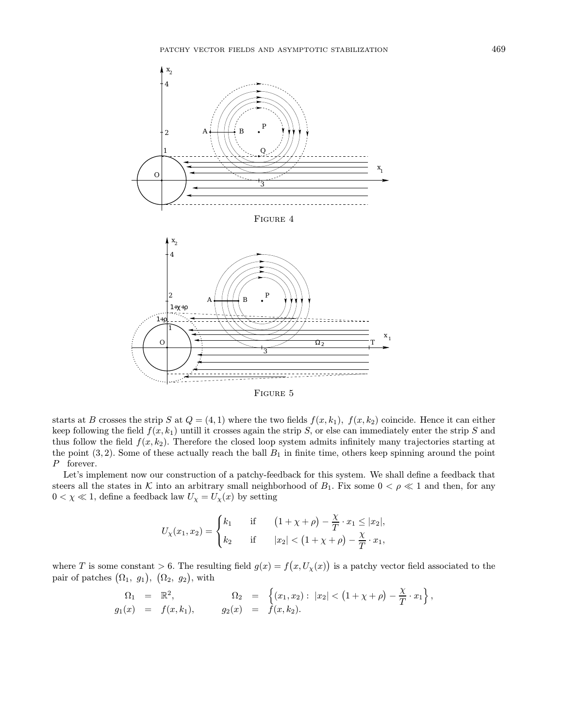FIGURE 4

FIGURE 5

starts at $B$ crosses the strip $S$ at $Q = (4, 1)$ where the two fields $f(x, k_1)$, $f(x, k_2)$ coincide. Hence it can either keep following the field $f(x, k_1)$ untill it crosses again the strip $S$, or else can immediately enter the strip $S$ and thus follow the field $f(x, k_2)$. Therefore the closed loop system admits infinitely many trajectories starting at the point $(3, 2)$. Some of these actually reach the ball $B_1$ in finite time, others keep spinning around the point $P$ forever.

Let's implement now our construction of a patchy-feedback for this system. We shall define a feedback that steers all the states in $\mathcal{K}$ into an arbitrary small neighborhood of $B_1$. Fix some $0 < \rho \ll 1$ and then, for any $0 < \chi \ll 1$, define a feedback law $U_\chi = U_\chi(x)$ by setting

$$U_\chi(x_1, x_2) = \begin{cases} k_1 & \text{if} \quad \big(1 + \chi + \rho\big) - \dfrac{\chi}{T} \cdot x_1 \leq |x_2|, \\ k_2 & \text{if} \quad |x_2| < \big(1 + \chi + \rho\big) - \dfrac{\chi}{T} \cdot x_1, \end{cases}$$

where $T$ is some constant $> 6$. The resulting field $g(x) = f\big(x, U_\chi(x)\big)$ is a patchy vector field associated to the pair of patches $\big(\Omega_1,\ g_1\big)$, $\big(\Omega_2,\ g_2\big)$, with

$$\begin{aligned} \Omega_1 &= \mathbb{R}^2, & \Omega_2 &= \left\{(x_1, x_2):\ |x_2| < \big(1 + \chi + \rho\big) - \frac{\chi}{T} \cdot x_1 \right\}, \\ g_1(x) &= f(x, k_1), & g_2(x) &= f(x, k_2). \end{aligned}$$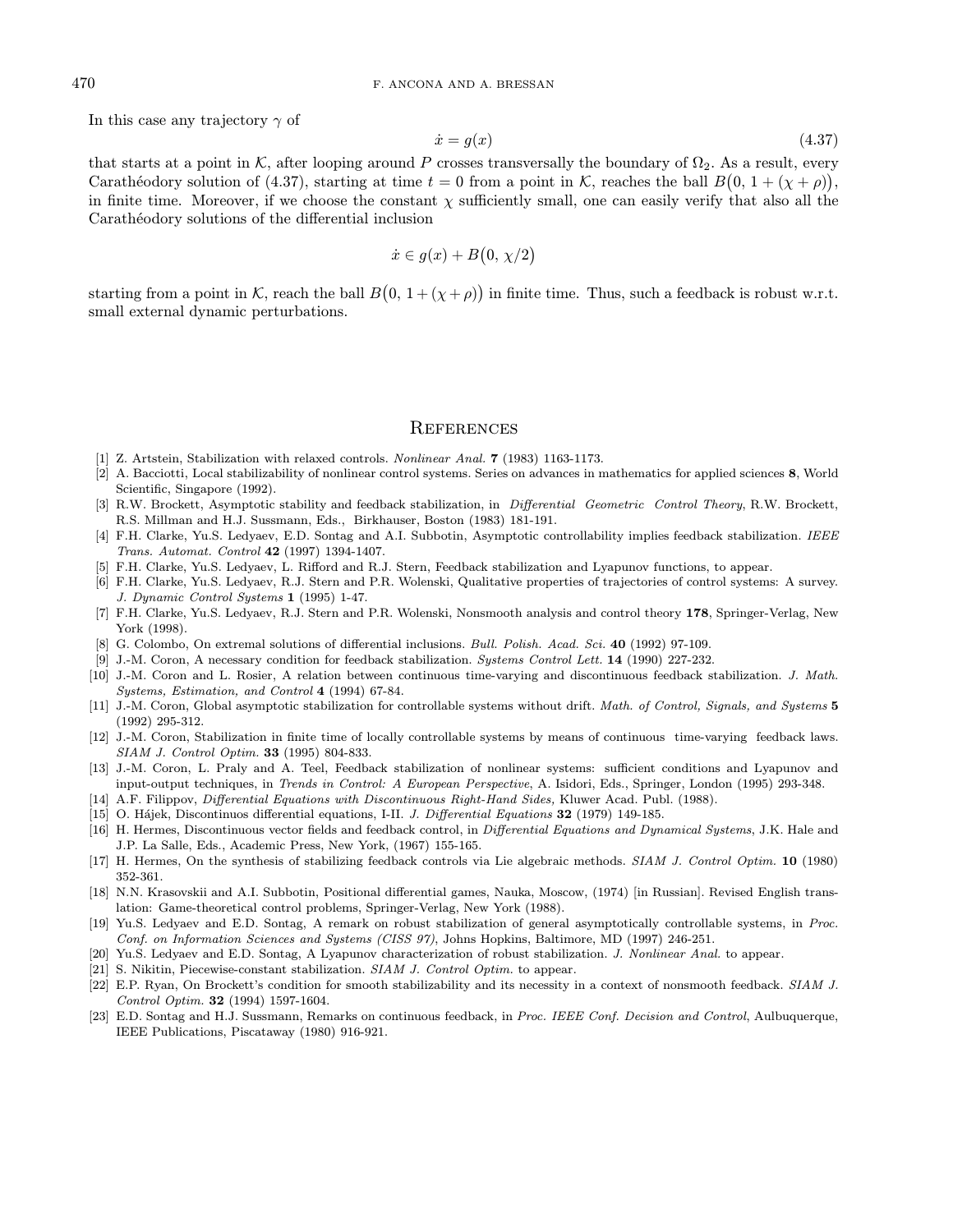In this case any trajectory $\gamma$ of

$$\dot{x} = g(x) \tag{4.37}$$

that starts at a point in $\mathcal{K}$, after looping around $P$ crosses transversally the boundary of $\Omega_2$. As a result, every Carathéodory solution of (4.37), starting at time $t = 0$ from a point in $\mathcal{K}$, reaches the ball $B\big(0,\, 1 + (\chi + \rho)\big)$, in finite time. Moreover, if we choose the constant $\chi$ sufficiently small, one can easily verify that also all the Carathéodory solutions of the differential inclusion

$$\dot{x} \in g(x) + B\big(0,\, \chi/2\big)$$

starting from a point in $\mathcal{K}$, reach the ball $B\big(0,\, 1 + (\chi + \rho)\big)$ in finite time. Thus, such a feedback is robust w.r.t. small external dynamic perturbations.

## References

[1] Z. Artstein, Stabilization with relaxed controls. *Nonlinear Anal.* **7** (1983) 1163-1173.

[2] A. Bacciotti, Local stabilizability of nonlinear control systems. Series on advances in mathematics for applied sciences **8**, World Scientific, Singapore (1992).

[3] R.W. Brockett, Asymptotic stability and feedback stabilization, in *Differential Geometric Control Theory*, R.W. Brockett, R.S. Millman and H.J. Sussmann, Eds., Birkhauser, Boston (1983) 181-191.

[4] F.H. Clarke, Yu.S. Ledyaev, E.D. Sontag and A.I. Subbotin, Asymptotic controllability implies feedback stabilization. *IEEE Trans. Automat. Control* **42** (1997) 1394-1407.

[5] F.H. Clarke, Yu.S. Ledyaev, L. Rifford and R.J. Stern, Feedback stabilization and Lyapunov functions, to appear.

[6] F.H. Clarke, Yu.S. Ledyaev, R.J. Stern and P.R. Wolenski, Qualitative properties of trajectories of control systems: A survey. *J. Dynamic Control Systems* **1** (1995) 1-47.

[7] F.H. Clarke, Yu.S. Ledyaev, R.J. Stern and P.R. Wolenski, Nonsmooth analysis and control theory **178**, Springer-Verlag, New York (1998).

[8] G. Colombo, On extremal solutions of differential inclusions. *Bull. Polish. Acad. Sci.* **40** (1992) 97-109.

[9] J.-M. Coron, A necessary condition for feedback stabilization. *Systems Control Lett.* **14** (1990) 227-232.

[10] J.-M. Coron and L. Rosier, A relation between continuous time-varying and discontinuous feedback stabilization. *J. Math. Systems, Estimation, and Control* **4** (1994) 67-84.

[11] J.-M. Coron, Global asymptotic stabilization for controllable systems without drift. *Math. of Control, Signals, and Systems* **5** (1992) 295-312.

[12] J.-M. Coron, Stabilization in finite time of locally controllable systems by means of continuous time-varying feedback laws. *SIAM J. Control Optim.* **33** (1995) 804-833.

[13] J.-M. Coron, L. Praly and A. Teel, Feedback stabilization of nonlinear systems: sufficient conditions and Lyapunov and input-output techniques, in *Trends in Control: A European Perspective*, A. Isidori, Eds., Springer, London (1995) 293-348.

[14] A.F. Filippov, *Differential Equations with Discontinuous Right-Hand Sides,* Kluwer Acad. Publ. (1988).

[15] O. Hájek, Discontinuos differential equations, I-II. *J. Differential Equations* **32** (1979) 149-185.

[16] H. Hermes, Discontinuous vector fields and feedback control, in *Differential Equations and Dynamical Systems*, J.K. Hale and J.P. La Salle, Eds., Academic Press, New York, (1967) 155-165.

[17] H. Hermes, On the synthesis of stabilizing feedback controls via Lie algebraic methods. *SIAM J. Control Optim.* **10** (1980) 352-361.

[18] N.N. Krasovskii and A.I. Subbotin, Positional differential games, Nauka, Moscow, (1974) [in Russian]. Revised English translation: Game-theoretical control problems, Springer-Verlag, New York (1988).

[19] Yu.S. Ledyaev and E.D. Sontag, A remark on robust stabilization of general asymptotically controllable systems, in *Proc. Conf. on Information Sciences and Systems (CISS 97)*, Johns Hopkins, Baltimore, MD (1997) 246-251.

[20] Yu.S. Ledyaev and E.D. Sontag, A Lyapunov characterization of robust stabilization. *J. Nonlinear Anal.* to appear.

[21] S. Nikitin, Piecewise-constant stabilization. *SIAM J. Control Optim.* to appear.

[22] E.P. Ryan, On Brockett's condition for smooth stabilizability and its necessity in a context of nonsmooth feedback. *SIAM J. Control Optim.* **32** (1994) 1597-1604.

[23] E.D. Sontag and H.J. Sussmann, Remarks on continuous feedback, in *Proc. IEEE Conf. Decision and Control*, Aulbuquerque, IEEE Publications, Piscataway (1980) 916-921.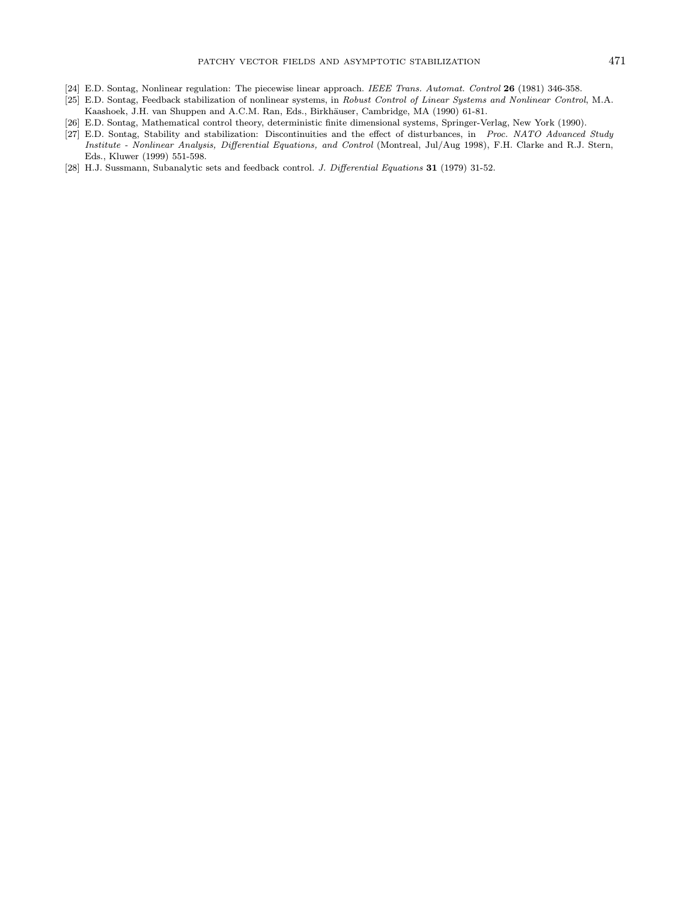[24] E.D. Sontag, Nonlinear regulation: The piecewise linear approach. *IEEE Trans. Automat. Control* **26** (1981) 346-358.

[25] E.D. Sontag, Feedback stabilization of nonlinear systems, in *Robust Control of Linear Systems and Nonlinear Control*, M.A. Kaashoek, J.H. van Shuppen and A.C.M. Ran, Eds., Birkhäuser, Cambridge, MA (1990) 61-81.

[26] E.D. Sontag, Mathematical control theory, deterministic finite dimensional systems, Springer-Verlag, New York (1990).

[27] E.D. Sontag, Stability and stabilization: Discontinuities and the effect of disturbances, in *Proc. NATO Advanced Study Institute - Nonlinear Analysis, Differential Equations, and Control* (Montreal, Jul/Aug 1998), F.H. Clarke and R.J. Stern, Eds., Kluwer (1999) 551-598.

[28] H.J. Sussmann, Subanalytic sets and feedback control. *J. Differential Equations* **31** (1979) 31-52.